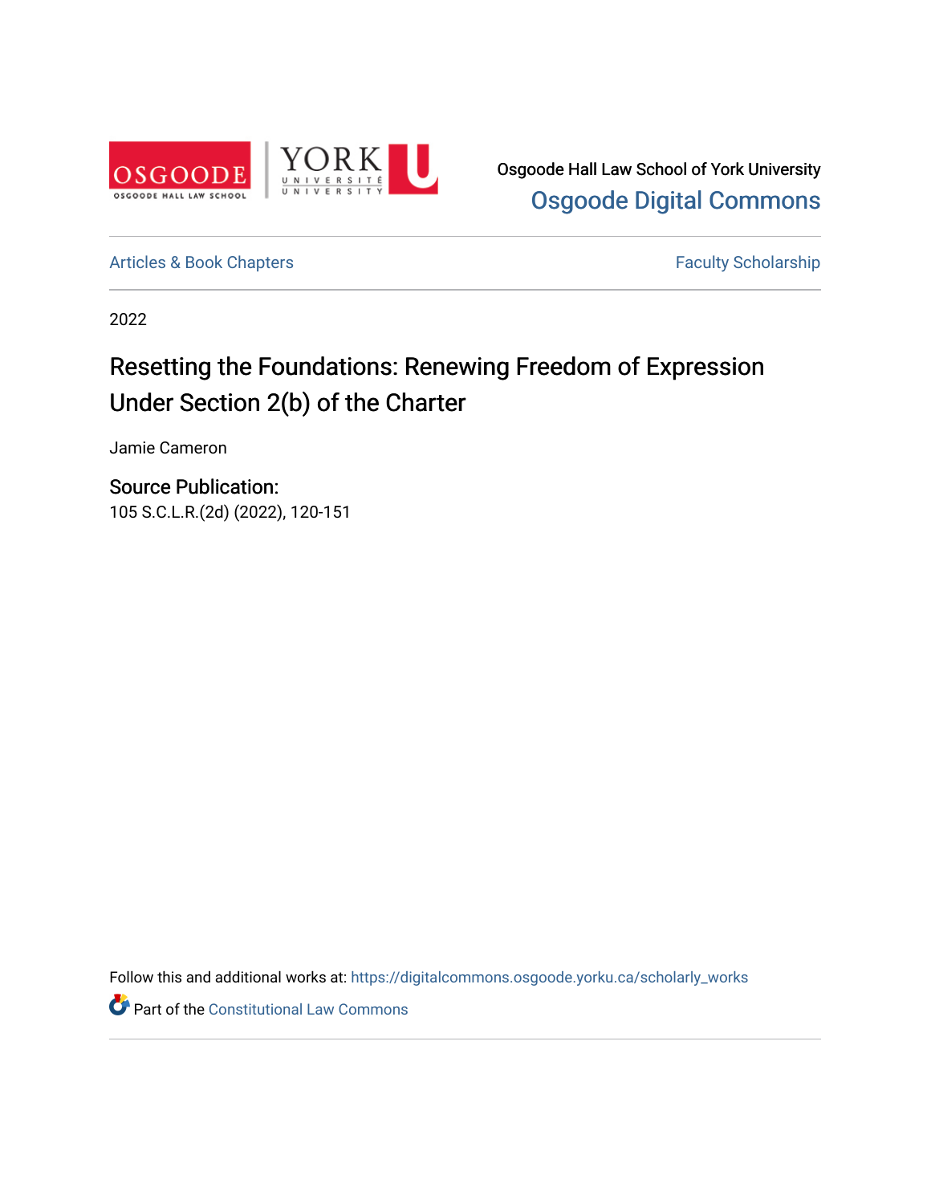Osgoode Hall Law School of York University
Osgoode Digital Commons

Articles & Book Chapters

Faculty Scholarship

2022

# Resetting the Foundations: Renewing Freedom of Expression Under Section 2(b) of the Charter

Jamie Cameron

**Source Publication:**
105 S.C.L.R.(2d) (2022), 120-151

Follow this and additional works at: https://digitalcommons.osgoode.yorku.ca/scholarly_works

Part of the Constitutional Law Commons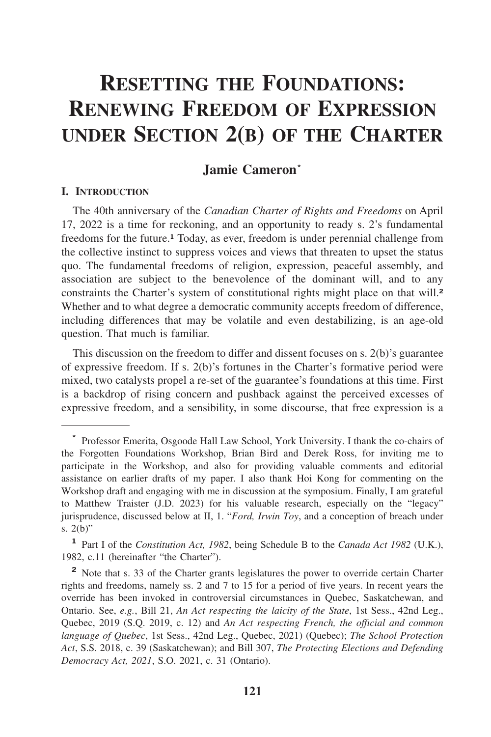# Resetting the Foundations: Renewing Freedom of Expression under Section 2(b) of the Charter

**Jamie Cameron***

## I. Introduction

The 40th anniversary of the *Canadian Charter of Rights and Freedoms* on April 17, 2022 is a time for reckoning, and an opportunity to ready s. 2's fundamental freedoms for the future.[1] Today, as ever, freedom is under perennial challenge from the collective instinct to suppress voices and views that threaten to upset the status quo. The fundamental freedoms of religion, expression, peaceful assembly, and association are subject to the benevolence of the dominant will, and to any constraints the Charter's system of constitutional rights might place on that will.[2] Whether and to what degree a democratic community accepts freedom of difference, including differences that may be volatile and even destabilizing, is an age-old question. That much is familiar.

This discussion on the freedom to differ and dissent focuses on s. 2(b)'s guarantee of expressive freedom. If s. 2(b)'s fortunes in the Charter's formative period were mixed, two catalysts propel a re-set of the guarantee's foundations at this time. First is a backdrop of rising concern and pushback against the perceived excesses of expressive freedom, and a sensibility, in some discourse, that free expression is a

---

\* Professor Emerita, Osgoode Hall Law School, York University. I thank the co-chairs of the Forgotten Foundations Workshop, Brian Bird and Derek Ross, for inviting me to participate in the Workshop, and also for providing valuable comments and editorial assistance on earlier drafts of my paper. I also thank Hoi Kong for commenting on the Workshop draft and engaging with me in discussion at the symposium. Finally, I am grateful to Matthew Traister (J.D. 2023) for his valuable research, especially on the "legacy" jurisprudence, discussed below at II, 1. "*Ford, Irwin Toy*, and a conception of breach under s. 2(b)"

[1] Part I of the *Constitution Act, 1982*, being Schedule B to the *Canada Act 1982* (U.K.), 1982, c.11 (hereinafter "the Charter").

[2] Note that s. 33 of the Charter grants legislatures the power to override certain Charter rights and freedoms, namely ss. 2 and 7 to 15 for a period of five years. In recent years the override has been invoked in controversial circumstances in Quebec, Saskatchewan, and Ontario. See, *e.g.*, Bill 21, *An Act respecting the laicity of the State*, 1st Sess., 42nd Leg., Quebec, 2019 (S.Q. 2019, c. 12) and *An Act respecting French, the official and common language of Quebec*, 1st Sess., 42nd Leg., Quebec, 2021) (Quebec); *The School Protection Act*, S.S. 2018, c. 39 (Saskatchewan); and Bill 307, *The Protecting Elections and Defending Democracy Act, 2021*, S.O. 2021, c. 31 (Ontario).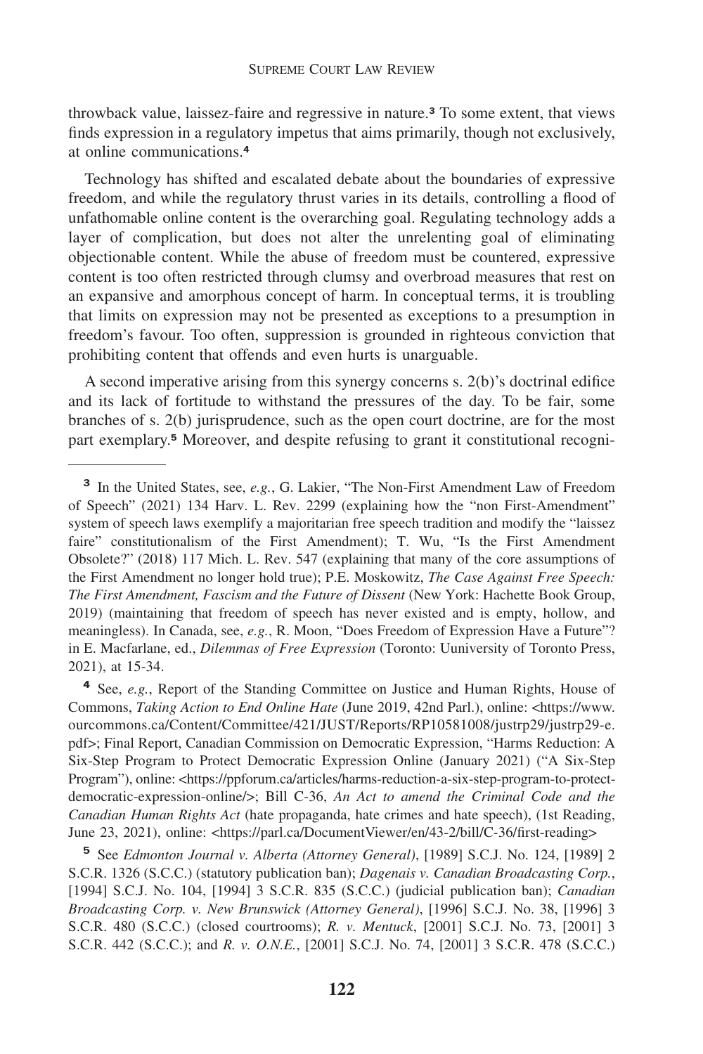throwback value, laissez-faire and regressive in nature.[3] To some extent, that views finds expression in a regulatory impetus that aims primarily, though not exclusively, at online communications.[4]

Technology has shifted and escalated debate about the boundaries of expressive freedom, and while the regulatory thrust varies in its details, controlling a flood of unfathomable online content is the overarching goal. Regulating technology adds a layer of complication, but does not alter the unrelenting goal of eliminating objectionable content. While the abuse of freedom must be countered, expressive content is too often restricted through clumsy and overbroad measures that rest on an expansive and amorphous concept of harm. In conceptual terms, it is troubling that limits on expression may not be presented as exceptions to a presumption in freedom's favour. Too often, suppression is grounded in righteous conviction that prohibiting content that offends and even hurts is unarguable.

A second imperative arising from this synergy concerns s. 2(b)'s doctrinal edifice and its lack of fortitude to withstand the pressures of the day. To be fair, some branches of s. 2(b) jurisprudence, such as the open court doctrine, are for the most part exemplary.[5] Moreover, and despite refusing to grant it constitutional recogni-

---

[3] In the United States, see, *e.g.*, G. Lakier, "The Non-First Amendment Law of Freedom of Speech" (2021) 134 Harv. L. Rev. 2299 (explaining how the "non First-Amendment" system of speech laws exemplify a majoritarian free speech tradition and modify the "laissez faire" constitutionalism of the First Amendment); T. Wu, "Is the First Amendment Obsolete?" (2018) 117 Mich. L. Rev. 547 (explaining that many of the core assumptions of the First Amendment no longer hold true); P.E. Moskowitz, *The Case Against Free Speech: The First Amendment, Fascism and the Future of Dissent* (New York: Hachette Book Group, 2019) (maintaining that freedom of speech has never existed and is empty, hollow, and meaningless). In Canada, see, *e.g.*, R. Moon, "Does Freedom of Expression Have a Future"? in E. Macfarlane, ed., *Dilemmas of Free Expression* (Toronto: Uuniversity of Toronto Press, 2021), at 15-34.

[4] See, *e.g.*, Report of the Standing Committee on Justice and Human Rights, House of Commons, *Taking Action to End Online Hate* (June 2019, 42nd Parl.), online: <https://www.ourcommons.ca/Content/Committee/421/JUST/Reports/RP10581008/justrp29/justrp29-e.pdf>; Final Report, Canadian Commission on Democratic Expression, "Harms Reduction: A Six-Step Program to Protect Democratic Expression Online (January 2021) ("A Six-Step Program"), online: <https://ppforum.ca/articles/harms-reduction-a-six-step-program-to-protect-democratic-expression-online/>; Bill C-36, *An Act to amend the Criminal Code and the Canadian Human Rights Act* (hate propaganda, hate crimes and hate speech), (1st Reading, June 23, 2021), online: <https://parl.ca/DocumentViewer/en/43-2/bill/C-36/first-reading>

[5] See *Edmonton Journal v. Alberta (Attorney General)*, [1989] S.C.J. No. 124, [1989] 2 S.C.R. 1326 (S.C.C.) (statutory publication ban); *Dagenais v. Canadian Broadcasting Corp.*, [1994] S.C.J. No. 104, [1994] 3 S.C.R. 835 (S.C.C.) (judicial publication ban); *Canadian Broadcasting Corp. v. New Brunswick (Attorney General)*, [1996] S.C.J. No. 38, [1996] 3 S.C.R. 480 (S.C.C.) (closed courtrooms); *R. v. Mentuck*, [2001] S.C.J. No. 73, [2001] 3 S.C.R. 442 (S.C.C.); and *R. v. O.N.E.*, [2001] S.C.J. No. 74, [2001] 3 S.C.R. 478 (S.C.C.)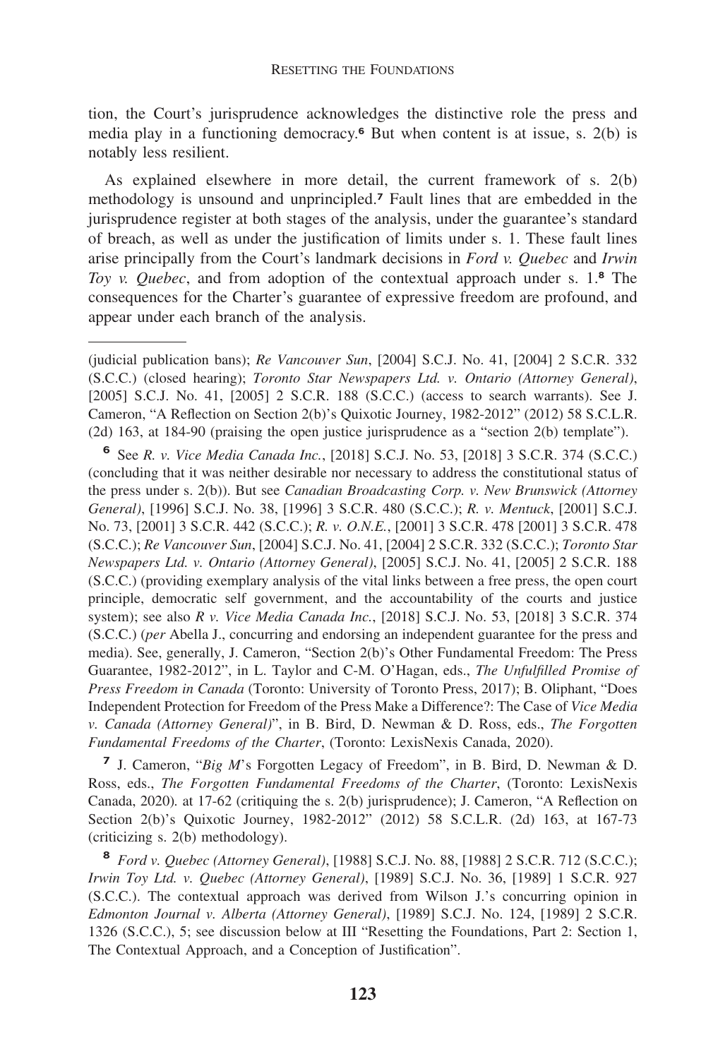tion, the Court's jurisprudence acknowledges the distinctive role the press and media play in a functioning democracy.[6] But when content is at issue, s. 2(b) is notably less resilient.

As explained elsewhere in more detail, the current framework of s. 2(b) methodology is unsound and unprincipled.[7] Fault lines that are embedded in the jurisprudence register at both stages of the analysis, under the guarantee's standard of breach, as well as under the justification of limits under s. 1. These fault lines arise principally from the Court's landmark decisions in *Ford v. Quebec* and *Irwin Toy v. Quebec*, and from adoption of the contextual approach under s. 1.[8] The consequences for the Charter's guarantee of expressive freedom are profound, and appear under each branch of the analysis.

---

(judicial publication bans); *Re Vancouver Sun*, [2004] S.C.J. No. 41, [2004] 2 S.C.R. 332 (S.C.C.) (closed hearing); *Toronto Star Newspapers Ltd. v. Ontario (Attorney General)*, [2005] S.C.J. No. 41, [2005] 2 S.C.R. 188 (S.C.C.) (access to search warrants). See J. Cameron, "A Reflection on Section 2(b)'s Quixotic Journey, 1982-2012" (2012) 58 S.C.L.R. (2d) 163, at 184-90 (praising the open justice jurisprudence as a "section 2(b) template").

[6] See *R. v. Vice Media Canada Inc.*, [2018] S.C.J. No. 53, [2018] 3 S.C.R. 374 (S.C.C.) (concluding that it was neither desirable nor necessary to address the constitutional status of the press under s. 2(b)). But see *Canadian Broadcasting Corp. v. New Brunswick (Attorney General)*, [1996] S.C.J. No. 38, [1996] 3 S.C.R. 480 (S.C.C.); *R. v. Mentuck*, [2001] S.C.J. No. 73, [2001] 3 S.C.R. 442 (S.C.C.); *R. v. O.N.E.*, [2001] 3 S.C.R. 478 [2001] 3 S.C.R. 478 (S.C.C.); *Re Vancouver Sun*, [2004] S.C.J. No. 41, [2004] 2 S.C.R. 332 (S.C.C.); *Toronto Star Newspapers Ltd. v. Ontario (Attorney General)*, [2005] S.C.J. No. 41, [2005] 2 S.C.R. 188 (S.C.C.) (providing exemplary analysis of the vital links between a free press, the open court principle, democratic self government, and the accountability of the courts and justice system); see also *R v. Vice Media Canada Inc.*, [2018] S.C.J. No. 53, [2018] 3 S.C.R. 374 (S.C.C.) (*per* Abella J., concurring and endorsing an independent guarantee for the press and media). See, generally, J. Cameron, "Section 2(b)'s Other Fundamental Freedom: The Press Guarantee, 1982-2012", in L. Taylor and C-M. O'Hagan, eds., *The Unfulfilled Promise of Press Freedom in Canada* (Toronto: University of Toronto Press, 2017); B. Oliphant, "Does Independent Protection for Freedom of the Press Make a Difference?: The Case of *Vice Media v. Canada (Attorney General)*", in B. Bird, D. Newman & D. Ross, eds., *The Forgotten Fundamental Freedoms of the Charter*, (Toronto: LexisNexis Canada, 2020).

[7] J. Cameron, "*Big M*'s Forgotten Legacy of Freedom", in B. Bird, D. Newman & D. Ross, eds., *The Forgotten Fundamental Freedoms of the Charter*, (Toronto: LexisNexis Canada, 2020). at 17-62 (critiquing the s. 2(b) jurisprudence); J. Cameron, "A Reflection on Section 2(b)'s Quixotic Journey, 1982-2012" (2012) 58 S.C.L.R. (2d) 163, at 167-73 (criticizing s. 2(b) methodology).

[8] *Ford v. Quebec (Attorney General)*, [1988] S.C.J. No. 88, [1988] 2 S.C.R. 712 (S.C.C.); *Irwin Toy Ltd. v. Quebec (Attorney General)*, [1989] S.C.J. No. 36, [1989] 1 S.C.R. 927 (S.C.C.). The contextual approach was derived from Wilson J.'s concurring opinion in *Edmonton Journal v. Alberta (Attorney General)*, [1989] S.C.J. No. 124, [1989] 2 S.C.R. 1326 (S.C.C.), 5; see discussion below at III "Resetting the Foundations, Part 2: Section 1, The Contextual Approach, and a Conception of Justification".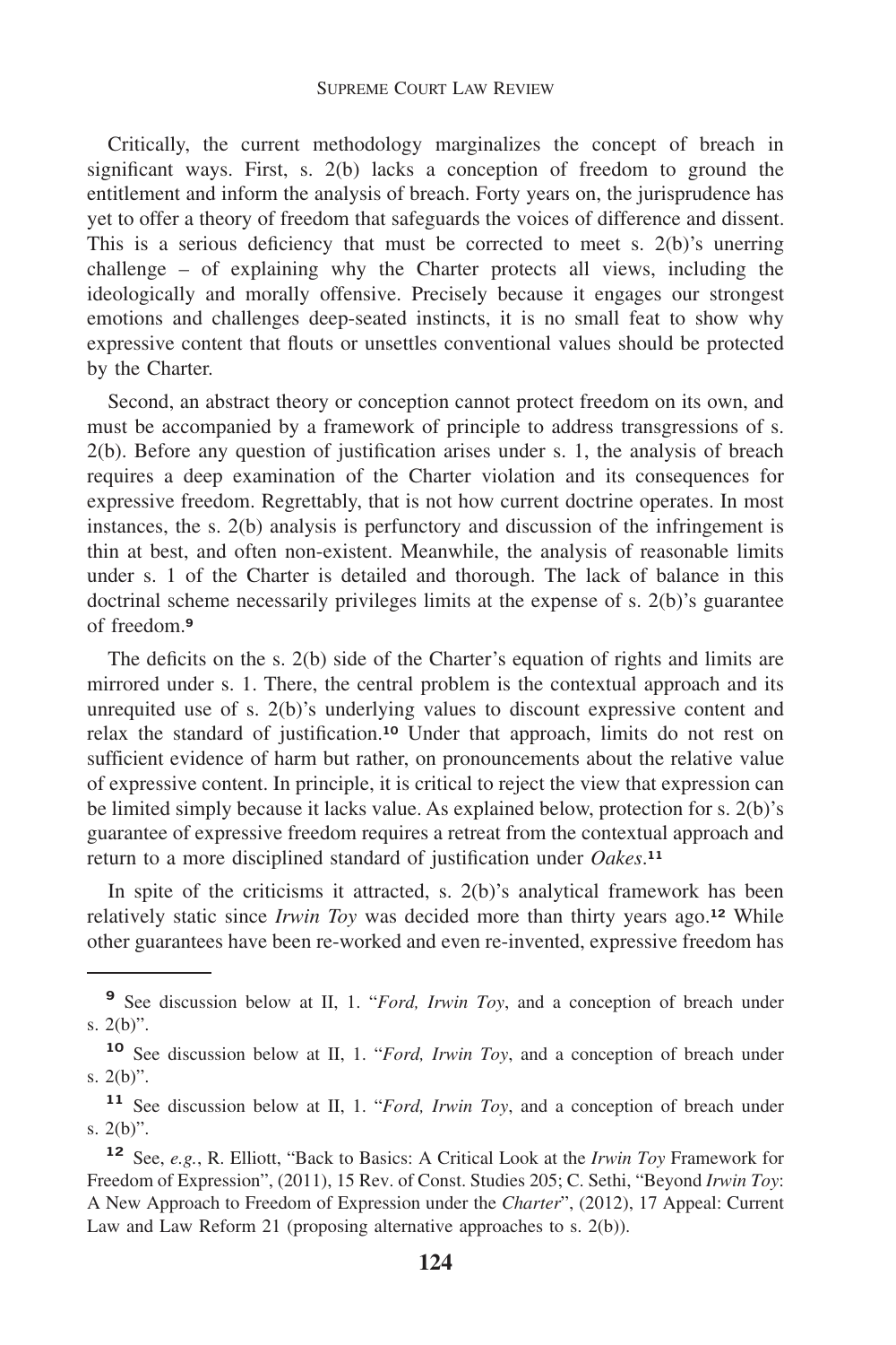Critically, the current methodology marginalizes the concept of breach in significant ways. First, s. 2(b) lacks a conception of freedom to ground the entitlement and inform the analysis of breach. Forty years on, the jurisprudence has yet to offer a theory of freedom that safeguards the voices of difference and dissent. This is a serious deficiency that must be corrected to meet s. 2(b)'s unerring challenge – of explaining why the Charter protects all views, including the ideologically and morally offensive. Precisely because it engages our strongest emotions and challenges deep-seated instincts, it is no small feat to show why expressive content that flouts or unsettles conventional values should be protected by the Charter.

Second, an abstract theory or conception cannot protect freedom on its own, and must be accompanied by a framework of principle to address transgressions of s. 2(b). Before any question of justification arises under s. 1, the analysis of breach requires a deep examination of the Charter violation and its consequences for expressive freedom. Regrettably, that is not how current doctrine operates. In most instances, the s. 2(b) analysis is perfunctory and discussion of the infringement is thin at best, and often non-existent. Meanwhile, the analysis of reasonable limits under s. 1 of the Charter is detailed and thorough. The lack of balance in this doctrinal scheme necessarily privileges limits at the expense of s. 2(b)'s guarantee of freedom.[9]

The deficits on the s. 2(b) side of the Charter's equation of rights and limits are mirrored under s. 1. There, the central problem is the contextual approach and its unrequited use of s. 2(b)'s underlying values to discount expressive content and relax the standard of justification.[10] Under that approach, limits do not rest on sufficient evidence of harm but rather, on pronouncements about the relative value of expressive content. In principle, it is critical to reject the view that expression can be limited simply because it lacks value. As explained below, protection for s. 2(b)'s guarantee of expressive freedom requires a retreat from the contextual approach and return to a more disciplined standard of justification under *Oakes*.[11]

In spite of the criticisms it attracted, s. 2(b)'s analytical framework has been relatively static since *Irwin Toy* was decided more than thirty years ago.[12] While other guarantees have been re-worked and even re-invented, expressive freedom has

---

[9] See discussion below at II, 1. "*Ford, Irwin Toy*, and a conception of breach under s. 2(b)".

[10] See discussion below at II, 1. "*Ford, Irwin Toy*, and a conception of breach under s. 2(b)".

[11] See discussion below at II, 1. "*Ford, Irwin Toy*, and a conception of breach under s. 2(b)".

[12] See, *e.g.*, R. Elliott, "Back to Basics: A Critical Look at the *Irwin Toy* Framework for Freedom of Expression", (2011), 15 Rev. of Const. Studies 205; C. Sethi, "Beyond *Irwin Toy*: A New Approach to Freedom of Expression under the *Charter*", (2012), 17 Appeal: Current Law and Law Reform 21 (proposing alternative approaches to s. 2(b)).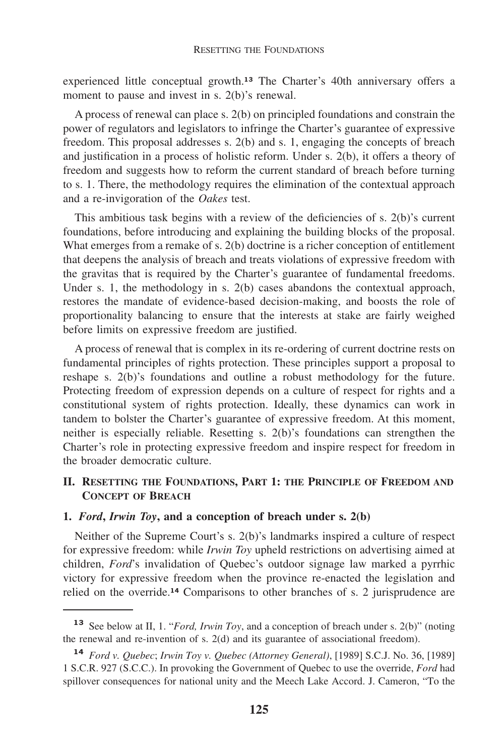experienced little conceptual growth.[13] The Charter's 40th anniversary offers a moment to pause and invest in s. 2(b)'s renewal.

A process of renewal can place s. 2(b) on principled foundations and constrain the power of regulators and legislators to infringe the Charter's guarantee of expressive freedom. This proposal addresses s. 2(b) and s. 1, engaging the concepts of breach and justification in a process of holistic reform. Under s. 2(b), it offers a theory of freedom and suggests how to reform the current standard of breach before turning to s. 1. There, the methodology requires the elimination of the contextual approach and a re-invigoration of the *Oakes* test.

This ambitious task begins with a review of the deficiencies of s. 2(b)'s current foundations, before introducing and explaining the building blocks of the proposal. What emerges from a remake of s. 2(b) doctrine is a richer conception of entitlement that deepens the analysis of breach and treats violations of expressive freedom with the gravitas that is required by the Charter's guarantee of fundamental freedoms. Under s. 1, the methodology in s. 2(b) cases abandons the contextual approach, restores the mandate of evidence-based decision-making, and boosts the role of proportionality balancing to ensure that the interests at stake are fairly weighed before limits on expressive freedom are justified.

A process of renewal that is complex in its re-ordering of current doctrine rests on fundamental principles of rights protection. These principles support a proposal to reshape s. 2(b)'s foundations and outline a robust methodology for the future. Protecting freedom of expression depends on a culture of respect for rights and a constitutional system of rights protection. Ideally, these dynamics can work in tandem to bolster the Charter's guarantee of expressive freedom. At this moment, neither is especially reliable. Resetting s. 2(b)'s foundations can strengthen the Charter's role in protecting expressive freedom and inspire respect for freedom in the broader democratic culture.

## II. Resetting the Foundations, Part 1: the Principle of Freedom and Concept of Breach

### 1. *Ford*, *Irwin Toy*, and a conception of breach under s. 2(b)

Neither of the Supreme Court's s. 2(b)'s landmarks inspired a culture of respect for expressive freedom: while *Irwin Toy* upheld restrictions on advertising aimed at children, *Ford*'s invalidation of Quebec's outdoor signage law marked a pyrrhic victory for expressive freedom when the province re-enacted the legislation and relied on the override.[14] Comparisons to other branches of s. 2 jurisprudence are

---

[13] See below at II, 1. "*Ford, Irwin Toy*, and a conception of breach under s. 2(b)" (noting the renewal and re-invention of s. 2(d) and its guarantee of associational freedom).

[14] *Ford v. Quebec*; *Irwin Toy v. Quebec (Attorney General)*, [1989] S.C.J. No. 36, [1989] 1 S.C.R. 927 (S.C.C.). In provoking the Government of Quebec to use the override, *Ford* had spillover consequences for national unity and the Meech Lake Accord. J. Cameron, "To the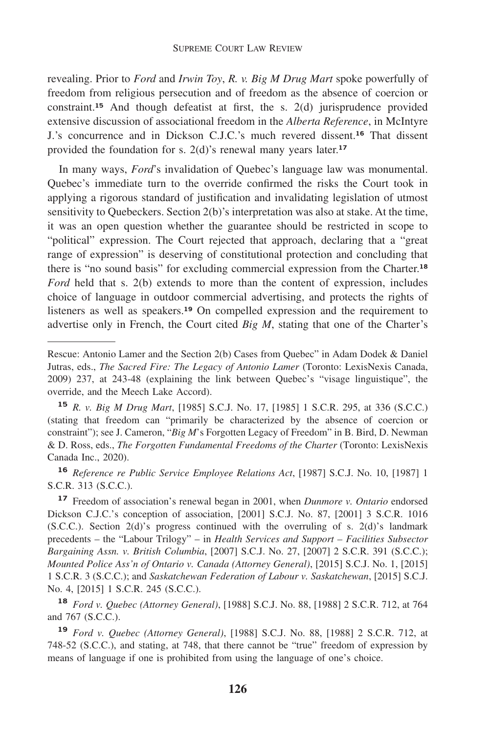revealing. Prior to *Ford* and *Irwin Toy*, *R. v. Big M Drug Mart* spoke powerfully of freedom from religious persecution and of freedom as the absence of coercion or constraint.[15] And though defeatist at first, the s. 2(d) jurisprudence provided extensive discussion of associational freedom in the *Alberta Reference*, in McIntyre J.'s concurrence and in Dickson C.J.C.'s much revered dissent.[16] That dissent provided the foundation for s. 2(d)'s renewal many years later.[17]

In many ways, *Ford*'s invalidation of Quebec's language law was monumental. Quebec's immediate turn to the override confirmed the risks the Court took in applying a rigorous standard of justification and invalidating legislation of utmost sensitivity to Quebeckers. Section 2(b)'s interpretation was also at stake. At the time, it was an open question whether the guarantee should be restricted in scope to "political" expression. The Court rejected that approach, declaring that a "great range of expression" is deserving of constitutional protection and concluding that there is "no sound basis" for excluding commercial expression from the Charter.[18] *Ford* held that s. 2(b) extends to more than the content of expression, includes choice of language in outdoor commercial advertising, and protects the rights of listeners as well as speakers.[19] On compelled expression and the requirement to advertise only in French, the Court cited *Big M*, stating that one of the Charter's

---

Rescue: Antonio Lamer and the Section 2(b) Cases from Quebec" in Adam Dodek & Daniel Jutras, eds., *The Sacred Fire: The Legacy of Antonio Lamer* (Toronto: LexisNexis Canada, 2009) 237, at 243-48 (explaining the link between Quebec's "visage linguistique", the override, and the Meech Lake Accord).

[15] *R. v. Big M Drug Mart*, [1985] S.C.J. No. 17, [1985] 1 S.C.R. 295, at 336 (S.C.C.) (stating that freedom can "primarily be characterized by the absence of coercion or constraint"); see J. Cameron, "*Big M*'s Forgotten Legacy of Freedom" in B. Bird, D. Newman & D. Ross, eds., *The Forgotten Fundamental Freedoms of the Charter* (Toronto: LexisNexis Canada Inc., 2020).

[16] *Reference re Public Service Employee Relations Act*, [1987] S.C.J. No. 10, [1987] 1 S.C.R. 313 (S.C.C.).

[17] Freedom of association's renewal began in 2001, when *Dunmore v. Ontario* endorsed Dickson C.J.C.'s conception of association, [2001] S.C.J. No. 87, [2001] 3 S.C.R. 1016 (S.C.C.). Section 2(d)'s progress continued with the overruling of s. 2(d)'s landmark precedents – the "Labour Trilogy" – in *Health Services and Support – Facilities Subsector Bargaining Assn. v. British Columbia*, [2007] S.C.J. No. 27, [2007] 2 S.C.R. 391 (S.C.C.); *Mounted Police Ass'n of Ontario v. Canada (Attorney General)*, [2015] S.C.J. No. 1, [2015] 1 S.C.R. 3 (S.C.C.); and *Saskatchewan Federation of Labour v. Saskatchewan*, [2015] S.C.J. No. 4, [2015] 1 S.C.R. 245 (S.C.C.).

[18] *Ford v. Quebec (Attorney General)*, [1988] S.C.J. No. 88, [1988] 2 S.C.R. 712, at 764 and 767 (S.C.C.).

[19] *Ford v. Quebec (Attorney General)*, [1988] S.C.J. No. 88, [1988] 2 S.C.R. 712, at 748-52 (S.C.C.), and stating, at 748, that there cannot be "true" freedom of expression by means of language if one is prohibited from using the language of one's choice.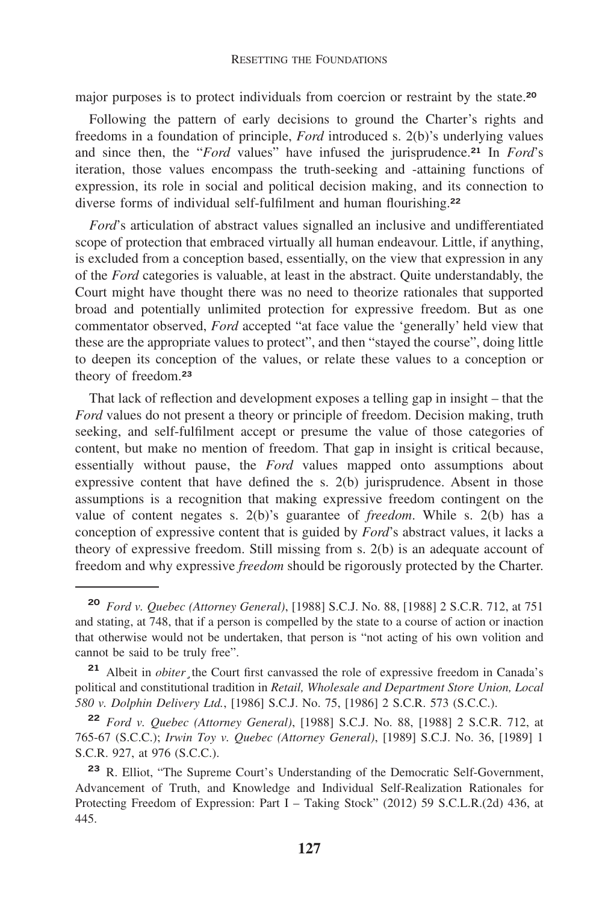major purposes is to protect individuals from coercion or restraint by the state.[20]

Following the pattern of early decisions to ground the Charter's rights and freedoms in a foundation of principle, *Ford* introduced s. 2(b)'s underlying values and since then, the "*Ford* values" have infused the jurisprudence.[21] In *Ford*'s iteration, those values encompass the truth-seeking and -attaining functions of expression, its role in social and political decision making, and its connection to diverse forms of individual self-fulfilment and human flourishing.[22]

*Ford*'s articulation of abstract values signalled an inclusive and undifferentiated scope of protection that embraced virtually all human endeavour. Little, if anything, is excluded from a conception based, essentially, on the view that expression in any of the *Ford* categories is valuable, at least in the abstract. Quite understandably, the Court might have thought there was no need to theorize rationales that supported broad and potentially unlimited protection for expressive freedom. But as one commentator observed, *Ford* accepted "at face value the 'generally' held view that these are the appropriate values to protect", and then "stayed the course", doing little to deepen its conception of the values, or relate these values to a conception or theory of freedom.[23]

That lack of reflection and development exposes a telling gap in insight – that the *Ford* values do not present a theory or principle of freedom. Decision making, truth seeking, and self-fulfilment accept or presume the value of those categories of content, but make no mention of freedom. That gap in insight is critical because, essentially without pause, the *Ford* values mapped onto assumptions about expressive content that have defined the s. 2(b) jurisprudence. Absent in those assumptions is a recognition that making expressive freedom contingent on the value of content negates s. 2(b)'s guarantee of *freedom*. While s. 2(b) has a conception of expressive content that is guided by *Ford*'s abstract values, it lacks a theory of expressive freedom. Still missing from s. 2(b) is an adequate account of freedom and why expressive *freedom* should be rigorously protected by the Charter.

---

[20] *Ford v. Quebec (Attorney General)*, [1988] S.C.J. No. 88, [1988] 2 S.C.R. 712, at 751 and stating, at 748, that if a person is compelled by the state to a course of action or inaction that otherwise would not be undertaken, that person is "not acting of his own volition and cannot be said to be truly free".

[21] Albeit in *obiter*¸ the Court first canvassed the role of expressive freedom in Canada's political and constitutional tradition in *Retail, Wholesale and Department Store Union, Local 580 v. Dolphin Delivery Ltd.*, [1986] S.C.J. No. 75, [1986] 2 S.C.R. 573 (S.C.C.).

[22] *Ford v. Quebec (Attorney General)*, [1988] S.C.J. No. 88, [1988] 2 S.C.R. 712, at 765-67 (S.C.C.); *Irwin Toy v. Quebec (Attorney General)*, [1989] S.C.J. No. 36, [1989] 1 S.C.R. 927, at 976 (S.C.C.).

[23] R. Elliot, "The Supreme Court's Understanding of the Democratic Self-Government, Advancement of Truth, and Knowledge and Individual Self-Realization Rationales for Protecting Freedom of Expression: Part I – Taking Stock" (2012) 59 S.C.L.R.(2d) 436, at 445.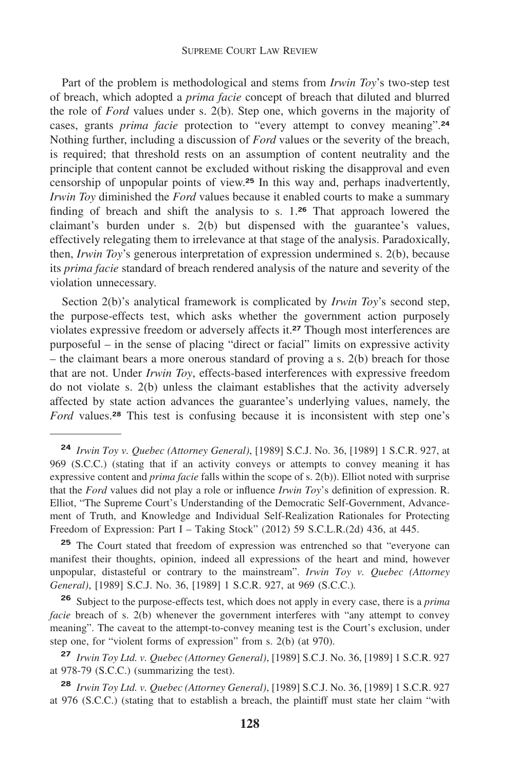Part of the problem is methodological and stems from *Irwin Toy*'s two-step test of breach, which adopted a *prima facie* concept of breach that diluted and blurred the role of *Ford* values under s. 2(b). Step one, which governs in the majority of cases, grants *prima facie* protection to "every attempt to convey meaning".[24] Nothing further, including a discussion of *Ford* values or the severity of the breach, is required; that threshold rests on an assumption of content neutrality and the principle that content cannot be excluded without risking the disapproval and even censorship of unpopular points of view.[25] In this way and, perhaps inadvertently, *Irwin Toy* diminished the *Ford* values because it enabled courts to make a summary finding of breach and shift the analysis to s. 1.[26] That approach lowered the claimant's burden under s. 2(b) but dispensed with the guarantee's values, effectively relegating them to irrelevance at that stage of the analysis. Paradoxically, then, *Irwin Toy*'s generous interpretation of expression undermined s. 2(b), because its *prima facie* standard of breach rendered analysis of the nature and severity of the violation unnecessary.

Section 2(b)'s analytical framework is complicated by *Irwin Toy*'s second step, the purpose-effects test, which asks whether the government action purposely violates expressive freedom or adversely affects it.[27] Though most interferences are purposeful – in the sense of placing "direct or facial" limits on expressive activity – the claimant bears a more onerous standard of proving a s. 2(b) breach for those that are not. Under *Irwin Toy*, effects-based interferences with expressive freedom do not violate s. 2(b) unless the claimant establishes that the activity adversely affected by state action advances the guarantee's underlying values, namely, the *Ford* values.[28] This test is confusing because it is inconsistent with step one's

---

[24] *Irwin Toy v. Quebec (Attorney General)*, [1989] S.C.J. No. 36, [1989] 1 S.C.R. 927, at 969 (S.C.C.) (stating that if an activity conveys or attempts to convey meaning it has expressive content and *prima facie* falls within the scope of s. 2(b)). Elliot noted with surprise that the *Ford* values did not play a role or influence *Irwin Toy*'s definition of expression. R. Elliot, "The Supreme Court's Understanding of the Democratic Self-Government, Advancement of Truth, and Knowledge and Individual Self-Realization Rationales for Protecting Freedom of Expression: Part I – Taking Stock" (2012) 59 S.C.L.R.(2d) 436, at 445.

[25] The Court stated that freedom of expression was entrenched so that "everyone can manifest their thoughts, opinion, indeed all expressions of the heart and mind, however unpopular, distasteful or contrary to the mainstream". *Irwin Toy v. Quebec (Attorney General)*, [1989] S.C.J. No. 36, [1989] 1 S.C.R. 927, at 969 (S.C.C.).

[26] Subject to the purpose-effects test, which does not apply in every case, there is a *prima facie* breach of s. 2(b) whenever the government interferes with "any attempt to convey meaning". The caveat to the attempt-to-convey meaning test is the Court's exclusion, under step one, for "violent forms of expression" from s. 2(b) (at 970).

[27] *Irwin Toy Ltd. v. Quebec (Attorney General)*, [1989] S.C.J. No. 36, [1989] 1 S.C.R. 927 at 978-79 (S.C.C.) (summarizing the test).

[28] *Irwin Toy Ltd. v. Quebec (Attorney General)*, [1989] S.C.J. No. 36, [1989] 1 S.C.R. 927 at 976 (S.C.C.) (stating that to establish a breach, the plaintiff must state her claim "with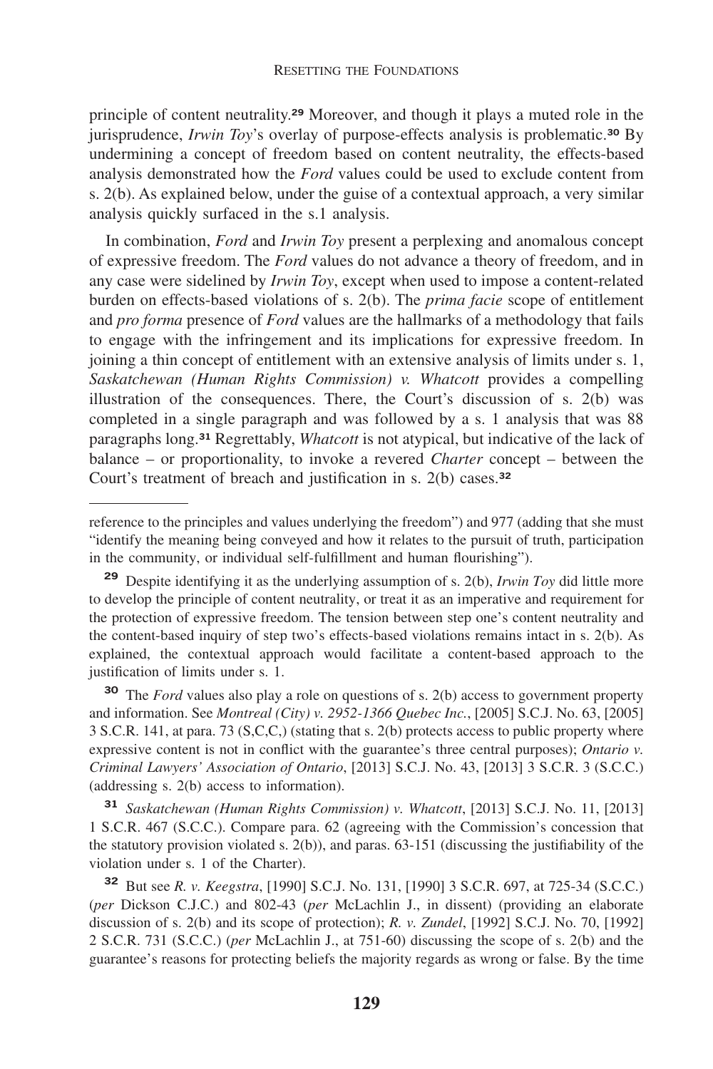principle of content neutrality.[29] Moreover, and though it plays a muted role in the jurisprudence, *Irwin Toy*'s overlay of purpose-effects analysis is problematic.[30] By undermining a concept of freedom based on content neutrality, the effects-based analysis demonstrated how the *Ford* values could be used to exclude content from s. 2(b). As explained below, under the guise of a contextual approach, a very similar analysis quickly surfaced in the s.1 analysis.

In combination, *Ford* and *Irwin Toy* present a perplexing and anomalous concept of expressive freedom. The *Ford* values do not advance a theory of freedom, and in any case were sidelined by *Irwin Toy*, except when used to impose a content-related burden on effects-based violations of s. 2(b). The *prima facie* scope of entitlement and *pro forma* presence of *Ford* values are the hallmarks of a methodology that fails to engage with the infringement and its implications for expressive freedom. In joining a thin concept of entitlement with an extensive analysis of limits under s. 1, *Saskatchewan (Human Rights Commission) v. Whatcott* provides a compelling illustration of the consequences. There, the Court's discussion of s. 2(b) was completed in a single paragraph and was followed by a s. 1 analysis that was 88 paragraphs long.[31] Regrettably, *Whatcott* is not atypical, but indicative of the lack of balance – or proportionality, to invoke a revered *Charter* concept – between the Court's treatment of breach and justification in s. 2(b) cases.[32]

---

reference to the principles and values underlying the freedom") and 977 (adding that she must "identify the meaning being conveyed and how it relates to the pursuit of truth, participation in the community, or individual self-fulfillment and human flourishing").

[29] Despite identifying it as the underlying assumption of s. 2(b), *Irwin Toy* did little more to develop the principle of content neutrality, or treat it as an imperative and requirement for the protection of expressive freedom. The tension between step one's content neutrality and the content-based inquiry of step two's effects-based violations remains intact in s. 2(b). As explained, the contextual approach would facilitate a content-based approach to the justification of limits under s. 1.

[30] The *Ford* values also play a role on questions of s. 2(b) access to government property and information. See *Montreal (City) v. 2952-1366 Quebec Inc.*, [2005] S.C.J. No. 63, [2005] 3 S.C.R. 141, at para. 73 (S,C,C,) (stating that s. 2(b) protects access to public property where expressive content is not in conflict with the guarantee's three central purposes); *Ontario v. Criminal Lawyers' Association of Ontario*, [2013] S.C.J. No. 43, [2013] 3 S.C.R. 3 (S.C.C.) (addressing s. 2(b) access to information).

[31] *Saskatchewan (Human Rights Commission) v. Whatcott*, [2013] S.C.J. No. 11, [2013] 1 S.C.R. 467 (S.C.C.). Compare para. 62 (agreeing with the Commission's concession that the statutory provision violated s. 2(b)), and paras. 63-151 (discussing the justifiability of the violation under s. 1 of the Charter).

[32] But see *R. v. Keegstra*, [1990] S.C.J. No. 131, [1990] 3 S.C.R. 697, at 725-34 (S.C.C.) (*per* Dickson C.J.C.) and 802-43 (*per* McLachlin J., in dissent) (providing an elaborate discussion of s. 2(b) and its scope of protection); *R. v. Zundel*, [1992] S.C.J. No. 70, [1992] 2 S.C.R. 731 (S.C.C.) (*per* McLachlin J., at 751-60) discussing the scope of s. 2(b) and the guarantee's reasons for protecting beliefs the majority regards as wrong or false. By the time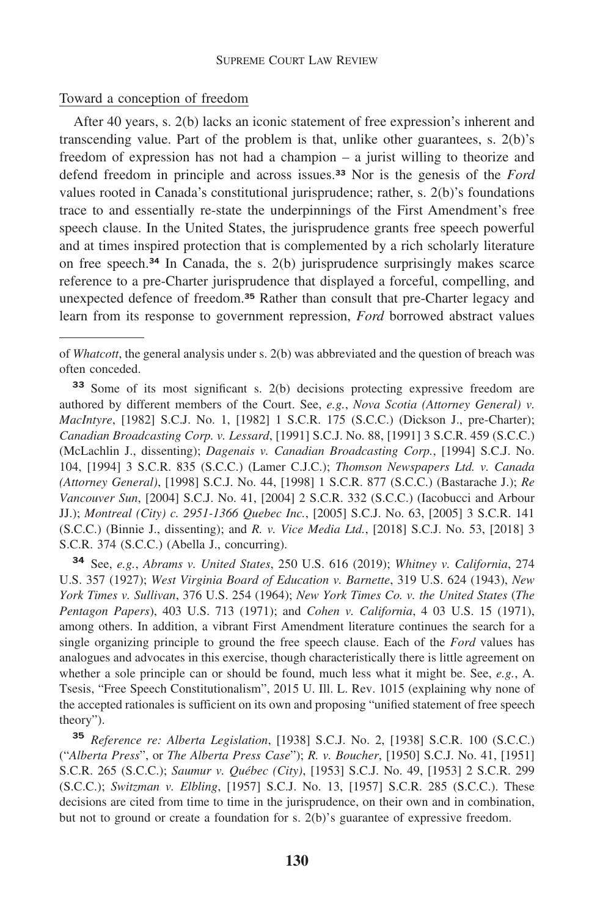Toward a conception of freedom

After 40 years, s. 2(b) lacks an iconic statement of free expression's inherent and transcending value. Part of the problem is that, unlike other guarantees, s. 2(b)'s freedom of expression has not had a champion – a jurist willing to theorize and defend freedom in principle and across issues.[33] Nor is the genesis of the *Ford* values rooted in Canada's constitutional jurisprudence; rather, s. 2(b)'s foundations trace to and essentially re-state the underpinnings of the First Amendment's free speech clause. In the United States, the jurisprudence grants free speech powerful and at times inspired protection that is complemented by a rich scholarly literature on free speech.[34] In Canada, the s. 2(b) jurisprudence surprisingly makes scarce reference to a pre-Charter jurisprudence that displayed a forceful, compelling, and unexpected defence of freedom.[35] Rather than consult that pre-Charter legacy and learn from its response to government repression, *Ford* borrowed abstract values

---

of *Whatcott*, the general analysis under s. 2(b) was abbreviated and the question of breach was often conceded.

[33] Some of its most significant s. 2(b) decisions protecting expressive freedom are authored by different members of the Court. See, *e.g.*, *Nova Scotia (Attorney General) v. MacIntyre*, [1982] S.C.J. No. 1, [1982] 1 S.C.R. 175 (S.C.C.) (Dickson J., pre-Charter); *Canadian Broadcasting Corp. v. Lessard*, [1991] S.C.J. No. 88, [1991] 3 S.C.R. 459 (S.C.C.) (McLachlin J., dissenting); *Dagenais v. Canadian Broadcasting Corp.*, [1994] S.C.J. No. 104, [1994] 3 S.C.R. 835 (S.C.C.) (Lamer C.J.C.); *Thomson Newspapers Ltd. v. Canada (Attorney General)*, [1998] S.C.J. No. 44, [1998] 1 S.C.R. 877 (S.C.C.) (Bastarache J.); *Re Vancouver Sun*, [2004] S.C.J. No. 41, [2004] 2 S.C.R. 332 (S.C.C.) (Iacobucci and Arbour JJ.); *Montreal (City) c. 2951-1366 Quebec Inc.*, [2005] S.C.J. No. 63, [2005] 3 S.C.R. 141 (S.C.C.) (Binnie J., dissenting); and *R. v. Vice Media Ltd.*, [2018] S.C.J. No. 53, [2018] 3 S.C.R. 374 (S.C.C.) (Abella J., concurring).

[34] See, *e.g.*, *Abrams v. United States*, 250 U.S. 616 (2019); *Whitney v. California*, 274 U.S. 357 (1927); *West Virginia Board of Education v. Barnette*, 319 U.S. 624 (1943), *New York Times v. Sullivan*, 376 U.S. 254 (1964); *New York Times Co. v. the United States* (*The Pentagon Papers*), 403 U.S. 713 (1971); and *Cohen v. California*, 4 03 U.S. 15 (1971), among others. In addition, a vibrant First Amendment literature continues the search for a single organizing principle to ground the free speech clause. Each of the *Ford* values has analogues and advocates in this exercise, though characteristically there is little agreement on whether a sole principle can or should be found, much less what it might be. See, *e.g.*, A. Tsesis, "Free Speech Constitutionalism", 2015 U. Ill. L. Rev. 1015 (explaining why none of the accepted rationales is sufficient on its own and proposing "unified statement of free speech theory").

[35] *Reference re: Alberta Legislation*, [1938] S.C.J. No. 2, [1938] S.C.R. 100 (S.C.C.) ("*Alberta Press*", or *The Alberta Press Case*"); *R. v. Boucher*, [1950] S.C.J. No. 41, [1951] S.C.R. 265 (S.C.C.); *Saumur v. Québec (City)*, [1953] S.C.J. No. 49, [1953] 2 S.C.R. 299 (S.C.C.); *Switzman v. Elbling*, [1957] S.C.J. No. 13, [1957] S.C.R. 285 (S.C.C.). These decisions are cited from time to time in the jurisprudence, on their own and in combination, but not to ground or create a foundation for s. 2(b)'s guarantee of expressive freedom.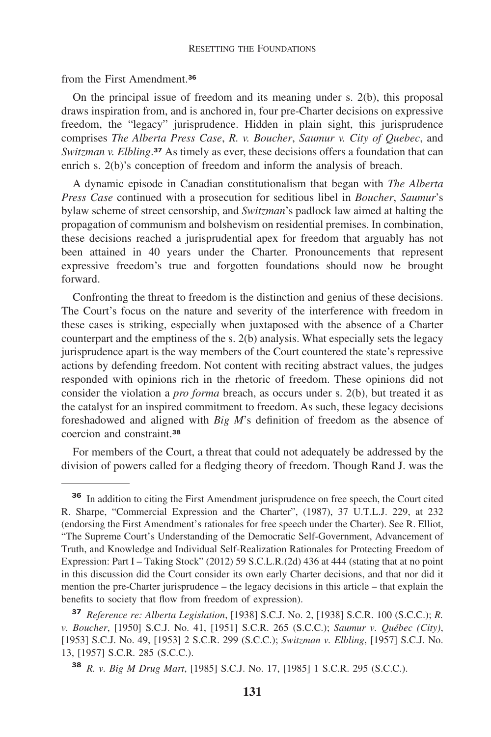from the First Amendment.[36]

On the principal issue of freedom and its meaning under s. 2(b), this proposal draws inspiration from, and is anchored in, four pre-Charter decisions on expressive freedom, the "legacy" jurisprudence. Hidden in plain sight, this jurisprudence comprises *The Alberta Press Case*, *R. v. Boucher*, *Saumur v. City of Quebec*, and *Switzman v. Elbling*.[37] As timely as ever, these decisions offers a foundation that can enrich s. 2(b)'s conception of freedom and inform the analysis of breach.

A dynamic episode in Canadian constitutionalism that began with *The Alberta Press Case* continued with a prosecution for seditious libel in *Boucher*, *Saumur*'s bylaw scheme of street censorship, and *Switzman*'s padlock law aimed at halting the propagation of communism and bolshevism on residential premises. In combination, these decisions reached a jurisprudential apex for freedom that arguably has not been attained in 40 years under the Charter. Pronouncements that represent expressive freedom's true and forgotten foundations should now be brought forward.

Confronting the threat to freedom is the distinction and genius of these decisions. The Court's focus on the nature and severity of the interference with freedom in these cases is striking, especially when juxtaposed with the absence of a Charter counterpart and the emptiness of the s. 2(b) analysis. What especially sets the legacy jurisprudence apart is the way members of the Court countered the state's repressive actions by defending freedom. Not content with reciting abstract values, the judges responded with opinions rich in the rhetoric of freedom. These opinions did not consider the violation a *pro forma* breach, as occurs under s. 2(b), but treated it as the catalyst for an inspired commitment to freedom. As such, these legacy decisions foreshadowed and aligned with *Big M*'s definition of freedom as the absence of coercion and constraint.[38]

For members of the Court, a threat that could not adequately be addressed by the division of powers called for a fledging theory of freedom. Though Rand J. was the

---

[36] In addition to citing the First Amendment jurisprudence on free speech, the Court cited R. Sharpe, "Commercial Expression and the Charter", (1987), 37 U.T.L.J. 229, at 232 (endorsing the First Amendment's rationales for free speech under the Charter). See R. Elliot, "The Supreme Court's Understanding of the Democratic Self-Government, Advancement of Truth, and Knowledge and Individual Self-Realization Rationales for Protecting Freedom of Expression: Part I – Taking Stock" (2012) 59 S.C.L.R.(2d) 436 at 444 (stating that at no point in this discussion did the Court consider its own early Charter decisions, and that nor did it mention the pre-Charter jurisprudence – the legacy decisions in this article – that explain the benefits to society that flow from freedom of expression).

[37] *Reference re: Alberta Legislation*, [1938] S.C.J. No. 2, [1938] S.C.R. 100 (S.C.C.); *R. v. Boucher*, [1950] S.C.J. No. 41, [1951] S.C.R. 265 (S.C.C.); *Saumur v. Québec (City)*, [1953] S.C.J. No. 49, [1953] 2 S.C.R. 299 (S.C.C.); *Switzman v. Elbling*, [1957] S.C.J. No. 13, [1957] S.C.R. 285 (S.C.C.).

[38] *R. v. Big M Drug Mart*, [1985] S.C.J. No. 17, [1985] 1 S.C.R. 295 (S.C.C.).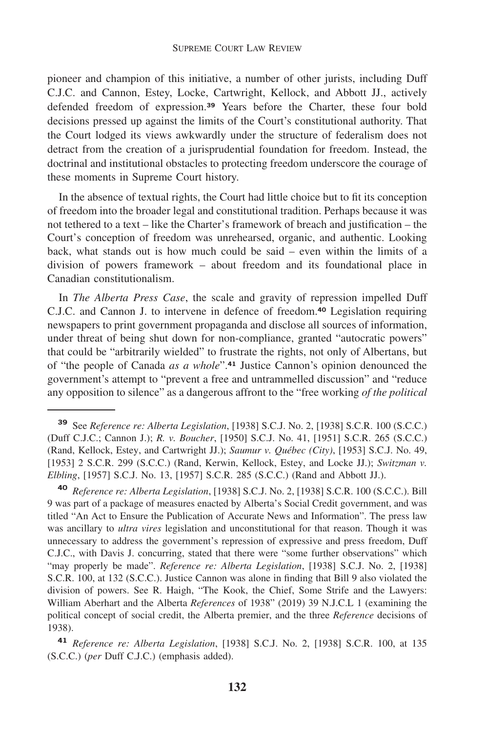pioneer and champion of this initiative, a number of other jurists, including Duff C.J.C. and Cannon, Estey, Locke, Cartwright, Kellock, and Abbott JJ., actively defended freedom of expression.[39] Years before the Charter, these four bold decisions pressed up against the limits of the Court's constitutional authority. That the Court lodged its views awkwardly under the structure of federalism does not detract from the creation of a jurisprudential foundation for freedom. Instead, the doctrinal and institutional obstacles to protecting freedom underscore the courage of these moments in Supreme Court history.

In the absence of textual rights, the Court had little choice but to fit its conception of freedom into the broader legal and constitutional tradition. Perhaps because it was not tethered to a text – like the Charter's framework of breach and justification – the Court's conception of freedom was unrehearsed, organic, and authentic. Looking back, what stands out is how much could be said – even within the limits of a division of powers framework – about freedom and its foundational place in Canadian constitutionalism.

In *The Alberta Press Case*, the scale and gravity of repression impelled Duff C.J.C. and Cannon J. to intervene in defence of freedom.[40] Legislation requiring newspapers to print government propaganda and disclose all sources of information, under threat of being shut down for non-compliance, granted "autocratic powers" that could be "arbitrarily wielded" to frustrate the rights, not only of Albertans, but of "the people of Canada *as a whole*".[41] Justice Cannon's opinion denounced the government's attempt to "prevent a free and untrammelled discussion" and "reduce any opposition to silence" as a dangerous affront to the "free working *of the political*

---

[39] See *Reference re: Alberta Legislation*, [1938] S.C.J. No. 2, [1938] S.C.R. 100 (S.C.C.) (Duff C.J.C.; Cannon J.); *R. v. Boucher*, [1950] S.C.J. No. 41, [1951] S.C.R. 265 (S.C.C.) (Rand, Kellock, Estey, and Cartwright JJ.); *Saumur v. Québec (City)*, [1953] S.C.J. No. 49, [1953] 2 S.C.R. 299 (S.C.C.) (Rand, Kerwin, Kellock, Estey, and Locke JJ.); *Switzman v. Elbling*, [1957] S.C.J. No. 13, [1957] S.C.R. 285 (S.C.C.) (Rand and Abbott JJ.).

[40] *Reference re: Alberta Legislation*, [1938] S.C.J. No. 2, [1938] S.C.R. 100 (S.C.C.). Bill 9 was part of a package of measures enacted by Alberta's Social Credit government, and was titled "An Act to Ensure the Publication of Accurate News and Information". The press law was ancillary to *ultra vires* legislation and unconstitutional for that reason. Though it was unnecessary to address the government's repression of expressive and press freedom, Duff C.J.C., with Davis J. concurring, stated that there were "some further observations" which "may properly be made". *Reference re: Alberta Legislation*, [1938] S.C.J. No. 2, [1938] S.C.R. 100, at 132 (S.C.C.). Justice Cannon was alone in finding that Bill 9 also violated the division of powers. See R. Haigh, "The Kook, the Chief, Some Strife and the Lawyers: William Aberhart and the Alberta *References* of 1938" (2019) 39 N.J.C.L 1 (examining the political concept of social credit, the Alberta premier, and the three *Reference* decisions of 1938).

[41] *Reference re: Alberta Legislation*, [1938] S.C.J. No. 2, [1938] S.C.R. 100, at 135 (S.C.C.) (*per* Duff C.J.C.) (emphasis added).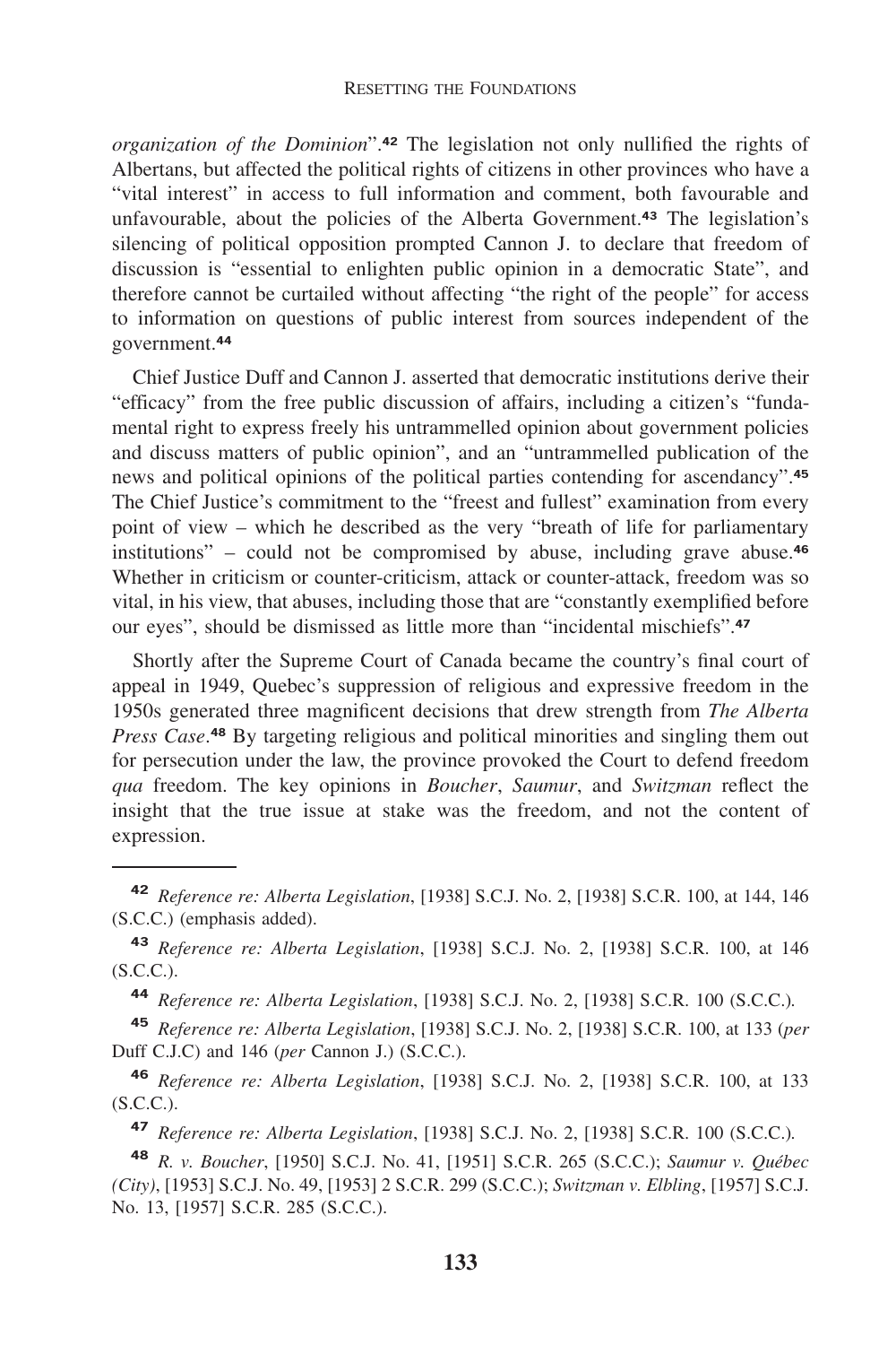*organization of the Dominion*".[42] The legislation not only nullified the rights of Albertans, but affected the political rights of citizens in other provinces who have a "vital interest" in access to full information and comment, both favourable and unfavourable, about the policies of the Alberta Government.[43] The legislation's silencing of political opposition prompted Cannon J. to declare that freedom of discussion is "essential to enlighten public opinion in a democratic State", and therefore cannot be curtailed without affecting "the right of the people" for access to information on questions of public interest from sources independent of the government.[44]

Chief Justice Duff and Cannon J. asserted that democratic institutions derive their "efficacy" from the free public discussion of affairs, including a citizen's "fundamental right to express freely his untrammelled opinion about government policies and discuss matters of public opinion", and an "untrammelled publication of the news and political opinions of the political parties contending for ascendancy".[45] The Chief Justice's commitment to the "freest and fullest" examination from every point of view – which he described as the very "breath of life for parliamentary institutions" – could not be compromised by abuse, including grave abuse.[46] Whether in criticism or counter-criticism, attack or counter-attack, freedom was so vital, in his view, that abuses, including those that are "constantly exemplified before our eyes", should be dismissed as little more than "incidental mischiefs".[47]

Shortly after the Supreme Court of Canada became the country's final court of appeal in 1949, Quebec's suppression of religious and expressive freedom in the 1950s generated three magnificent decisions that drew strength from *The Alberta Press Case*.[48] By targeting religious and political minorities and singling them out for persecution under the law, the province provoked the Court to defend freedom *qua* freedom. The key opinions in *Boucher*, *Saumur*, and *Switzman* reflect the insight that the true issue at stake was the freedom, and not the content of expression.

---

[42] *Reference re: Alberta Legislation*, [1938] S.C.J. No. 2, [1938] S.C.R. 100, at 144, 146 (S.C.C.) (emphasis added).

[43] *Reference re: Alberta Legislation*, [1938] S.C.J. No. 2, [1938] S.C.R. 100, at 146 (S.C.C.).

[44] *Reference re: Alberta Legislation*, [1938] S.C.J. No. 2, [1938] S.C.R. 100 (S.C.C.).

[45] *Reference re: Alberta Legislation*, [1938] S.C.J. No. 2, [1938] S.C.R. 100, at 133 (*per* Duff C.J.C) and 146 (*per* Cannon J.) (S.C.C.).

[46] *Reference re: Alberta Legislation*, [1938] S.C.J. No. 2, [1938] S.C.R. 100, at 133 (S.C.C.).

[47] *Reference re: Alberta Legislation*, [1938] S.C.J. No. 2, [1938] S.C.R. 100 (S.C.C.).

[48] *R. v. Boucher*, [1950] S.C.J. No. 41, [1951] S.C.R. 265 (S.C.C.); *Saumur v. Québec (City)*, [1953] S.C.J. No. 49, [1953] 2 S.C.R. 299 (S.C.C.); *Switzman v. Elbling*, [1957] S.C.J. No. 13, [1957] S.C.R. 285 (S.C.C.).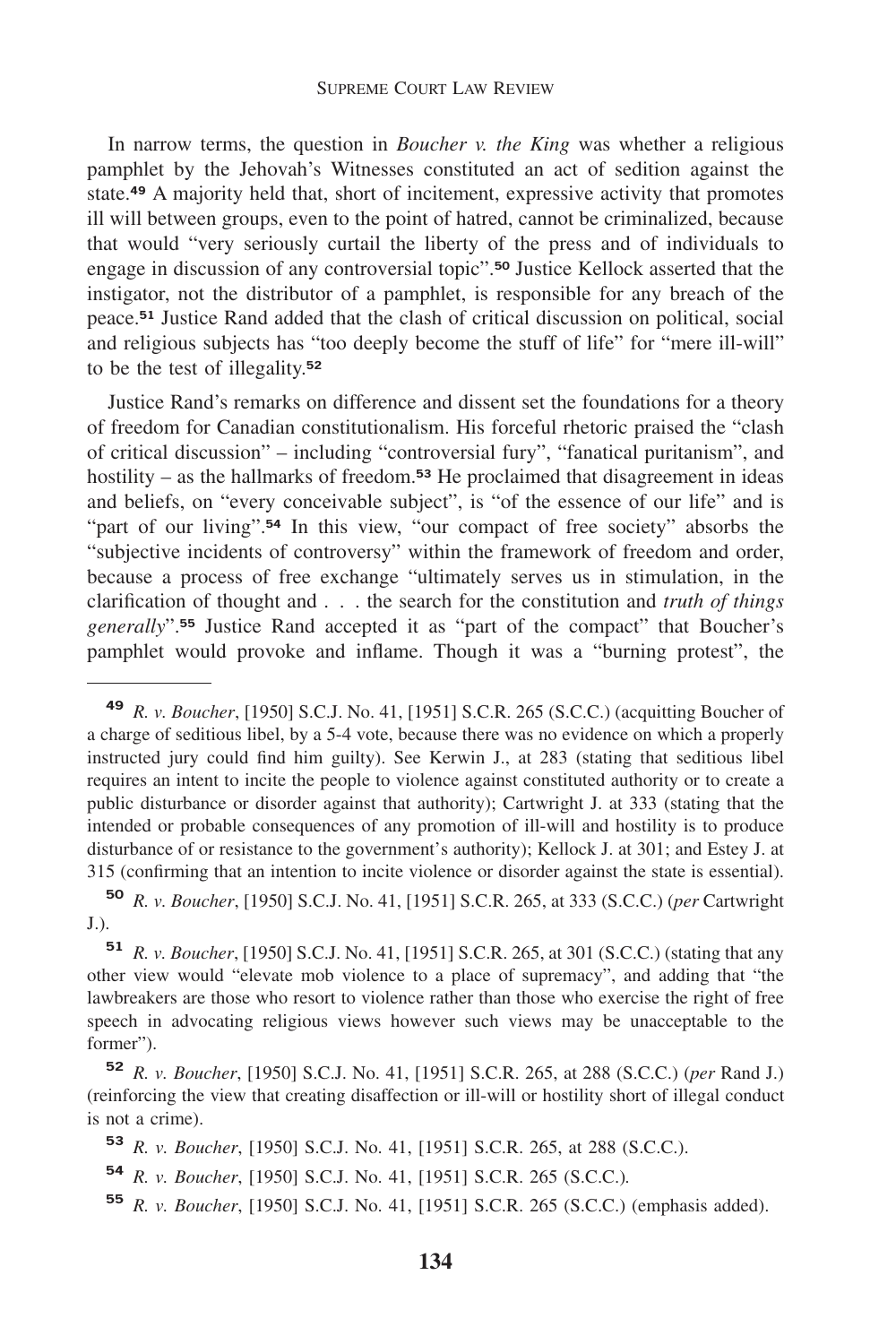In narrow terms, the question in *Boucher v. the King* was whether a religious pamphlet by the Jehovah's Witnesses constituted an act of sedition against the state.[49] A majority held that, short of incitement, expressive activity that promotes ill will between groups, even to the point of hatred, cannot be criminalized, because that would "very seriously curtail the liberty of the press and of individuals to engage in discussion of any controversial topic".[50] Justice Kellock asserted that the instigator, not the distributor of a pamphlet, is responsible for any breach of the peace.[51] Justice Rand added that the clash of critical discussion on political, social and religious subjects has "too deeply become the stuff of life" for "mere ill-will" to be the test of illegality.[52]

Justice Rand's remarks on difference and dissent set the foundations for a theory of freedom for Canadian constitutionalism. His forceful rhetoric praised the "clash of critical discussion" – including "controversial fury", "fanatical puritanism", and hostility – as the hallmarks of freedom.[53] He proclaimed that disagreement in ideas and beliefs, on "every conceivable subject", is "of the essence of our life" and is "part of our living".[54] In this view, "our compact of free society" absorbs the "subjective incidents of controversy" within the framework of freedom and order, because a process of free exchange "ultimately serves us in stimulation, in the clarification of thought and . . . the search for the constitution and *truth of things generally*".[55] Justice Rand accepted it as "part of the compact" that Boucher's pamphlet would provoke and inflame. Though it was a "burning protest", the

---

[49] *R. v. Boucher*, [1950] S.C.J. No. 41, [1951] S.C.R. 265 (S.C.C.) (acquitting Boucher of a charge of seditious libel, by a 5-4 vote, because there was no evidence on which a properly instructed jury could find him guilty). See Kerwin J., at 283 (stating that seditious libel requires an intent to incite the people to violence against constituted authority or to create a public disturbance or disorder against that authority); Cartwright J. at 333 (stating that the intended or probable consequences of any promotion of ill-will and hostility is to produce disturbance of or resistance to the government's authority); Kellock J. at 301; and Estey J. at 315 (confirming that an intention to incite violence or disorder against the state is essential).

[50] *R. v. Boucher*, [1950] S.C.J. No. 41, [1951] S.C.R. 265, at 333 (S.C.C.) (*per* Cartwright J.).

[51] *R. v. Boucher*, [1950] S.C.J. No. 41, [1951] S.C.R. 265, at 301 (S.C.C.) (stating that any other view would "elevate mob violence to a place of supremacy", and adding that "the lawbreakers are those who resort to violence rather than those who exercise the right of free speech in advocating religious views however such views may be unacceptable to the former").

[52] *R. v. Boucher*, [1950] S.C.J. No. 41, [1951] S.C.R. 265, at 288 (S.C.C.) (*per* Rand J.) (reinforcing the view that creating disaffection or ill-will or hostility short of illegal conduct is not a crime).

[53] *R. v. Boucher*, [1950] S.C.J. No. 41, [1951] S.C.R. 265, at 288 (S.C.C.).

[54] *R. v. Boucher*, [1950] S.C.J. No. 41, [1951] S.C.R. 265 (S.C.C.).

[55] *R. v. Boucher*, [1950] S.C.J. No. 41, [1951] S.C.R. 265 (S.C.C.) (emphasis added).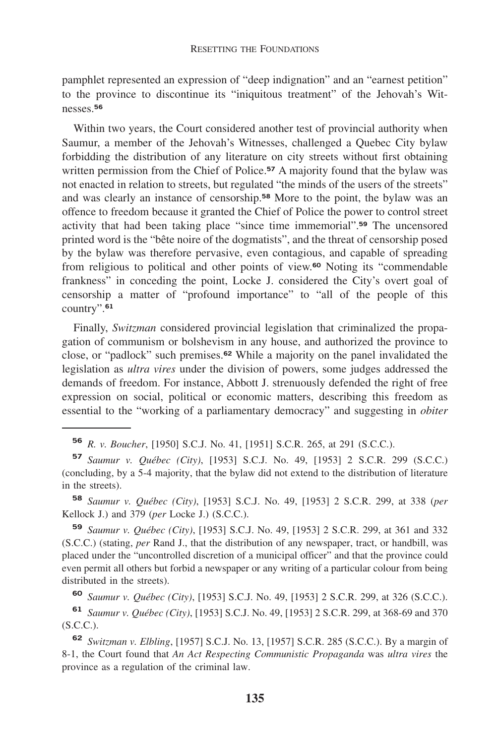pamphlet represented an expression of "deep indignation" and an "earnest petition" to the province to discontinue its "iniquitous treatment" of the Jehovah's Witnesses.[56]

Within two years, the Court considered another test of provincial authority when Saumur, a member of the Jehovah's Witnesses, challenged a Quebec City bylaw forbidding the distribution of any literature on city streets without first obtaining written permission from the Chief of Police.[57] A majority found that the bylaw was not enacted in relation to streets, but regulated "the minds of the users of the streets" and was clearly an instance of censorship.[58] More to the point, the bylaw was an offence to freedom because it granted the Chief of Police the power to control street activity that had been taking place "since time immemorial".[59] The uncensored printed word is the "bête noire of the dogmatists", and the threat of censorship posed by the bylaw was therefore pervasive, even contagious, and capable of spreading from religious to political and other points of view.[60] Noting its "commendable frankness" in conceding the point, Locke J. considered the City's overt goal of censorship a matter of "profound importance" to "all of the people of this country".[61]

Finally, *Switzman* considered provincial legislation that criminalized the propagation of communism or bolshevism in any house, and authorized the province to close, or "padlock" such premises.[62] While a majority on the panel invalidated the legislation as *ultra vires* under the division of powers, some judges addressed the demands of freedom. For instance, Abbott J. strenuously defended the right of free expression on social, political or economic matters, describing this freedom as essential to the "working of a parliamentary democracy" and suggesting in *obiter*

---

[56] *R. v. Boucher*, [1950] S.C.J. No. 41, [1951] S.C.R. 265, at 291 (S.C.C.).

[57] *Saumur v. Québec (City)*, [1953] S.C.J. No. 49, [1953] 2 S.C.R. 299 (S.C.C.) (concluding, by a 5-4 majority, that the bylaw did not extend to the distribution of literature in the streets).

[58] *Saumur v. Québec (City)*, [1953] S.C.J. No. 49, [1953] 2 S.C.R. 299, at 338 (*per* Kellock J.) and 379 (*per* Locke J.) (S.C.C.).

[59] *Saumur v. Québec (City)*, [1953] S.C.J. No. 49, [1953] 2 S.C.R. 299, at 361 and 332 (S.C.C.) (stating, *per* Rand J., that the distribution of any newspaper, tract, or handbill, was placed under the "uncontrolled discretion of a municipal officer" and that the province could even permit all others but forbid a newspaper or any writing of a particular colour from being distributed in the streets).

[60] *Saumur v. Québec (City)*, [1953] S.C.J. No. 49, [1953] 2 S.C.R. 299, at 326 (S.C.C.).

[61] *Saumur v. Québec (City)*, [1953] S.C.J. No. 49, [1953] 2 S.C.R. 299, at 368-69 and 370 (S.C.C.).

[62] *Switzman v. Elbling*, [1957] S.C.J. No. 13, [1957] S.C.R. 285 (S.C.C.). By a margin of 8-1, the Court found that *An Act Respecting Communistic Propaganda* was *ultra vires* the province as a regulation of the criminal law.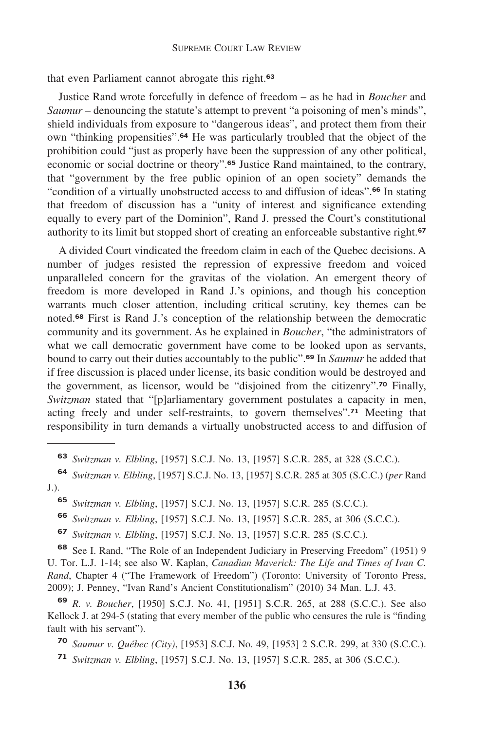that even Parliament cannot abrogate this right.[63]

Justice Rand wrote forcefully in defence of freedom – as he had in *Boucher* and *Saumur* – denouncing the statute's attempt to prevent "a poisoning of men's minds", shield individuals from exposure to "dangerous ideas", and protect them from their own "thinking propensities".[64] He was particularly troubled that the object of the prohibition could "just as properly have been the suppression of any other political, economic or social doctrine or theory".[65] Justice Rand maintained, to the contrary, that "government by the free public opinion of an open society" demands the "condition of a virtually unobstructed access to and diffusion of ideas".[66] In stating that freedom of discussion has a "unity of interest and significance extending equally to every part of the Dominion", Rand J. pressed the Court's constitutional authority to its limit but stopped short of creating an enforceable substantive right.[67]

A divided Court vindicated the freedom claim in each of the Quebec decisions. A number of judges resisted the repression of expressive freedom and voiced unparalleled concern for the gravitas of the violation. An emergent theory of freedom is more developed in Rand J.'s opinions, and though his conception warrants much closer attention, including critical scrutiny, key themes can be noted.[68] First is Rand J.'s conception of the relationship between the democratic community and its government. As he explained in *Boucher*, "the administrators of what we call democratic government have come to be looked upon as servants, bound to carry out their duties accountably to the public".[69] In *Saumur* he added that if free discussion is placed under license, its basic condition would be destroyed and the government, as licensor, would be "disjoined from the citizenry".[70] Finally, *Switzman* stated that "[p]arliamentary government postulates a capacity in men, acting freely and under self-restraints, to govern themselves".[71] Meeting that responsibility in turn demands a virtually unobstructed access to and diffusion of

---

[63] *Switzman v. Elbling*, [1957] S.C.J. No. 13, [1957] S.C.R. 285, at 328 (S.C.C.).

[64] *Switzman v. Elbling*, [1957] S.C.J. No. 13, [1957] S.C.R. 285 at 305 (S.C.C.) (*per* Rand J.).

[65] *Switzman v. Elbling*, [1957] S.C.J. No. 13, [1957] S.C.R. 285 (S.C.C.).

[66] *Switzman v. Elbling*, [1957] S.C.J. No. 13, [1957] S.C.R. 285, at 306 (S.C.C.).

[67] *Switzman v. Elbling*, [1957] S.C.J. No. 13, [1957] S.C.R. 285 (S.C.C.).

[68] See I. Rand, "The Role of an Independent Judiciary in Preserving Freedom" (1951) 9 U. Tor. L.J. 1-14; see also W. Kaplan, *Canadian Maverick: The Life and Times of Ivan C. Rand*, Chapter 4 ("The Framework of Freedom") (Toronto: University of Toronto Press, 2009); J. Penney, "Ivan Rand's Ancient Constitutionalism" (2010) 34 Man. L.J. 43.

[69] *R. v. Boucher*, [1950] S.C.J. No. 41, [1951] S.C.R. 265, at 288 (S.C.C.). See also Kellock J. at 294-5 (stating that every member of the public who censures the rule is "finding fault with his servant").

[70] *Saumur v. Québec (City)*, [1953] S.C.J. No. 49, [1953] 2 S.C.R. 299, at 330 (S.C.C.).

[71] *Switzman v. Elbling*, [1957] S.C.J. No. 13, [1957] S.C.R. 285, at 306 (S.C.C.).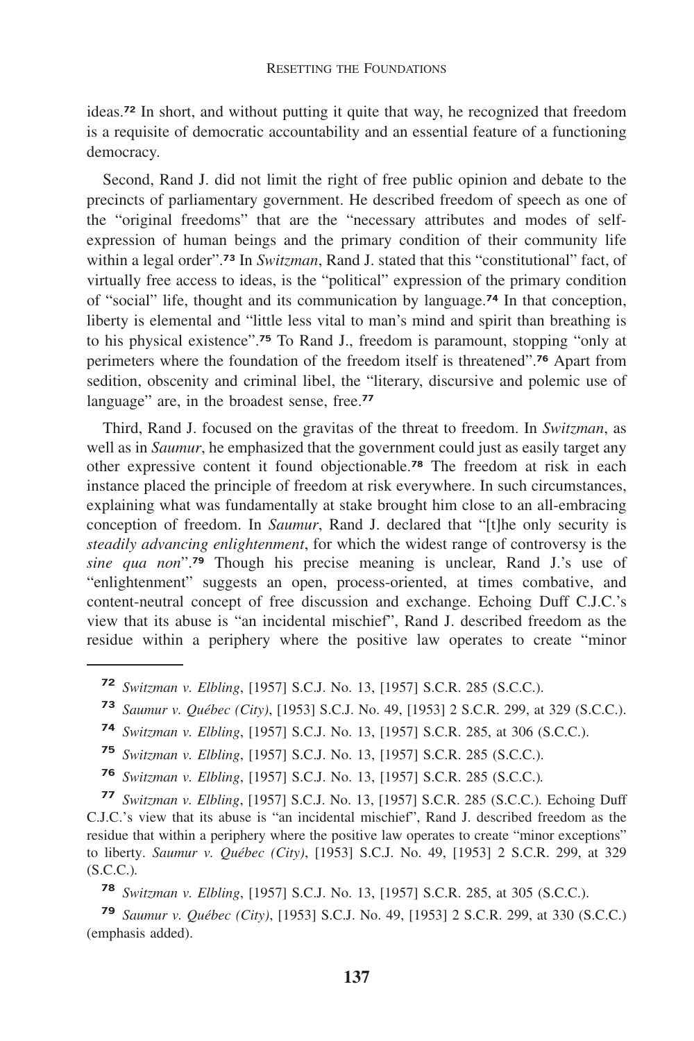ideas.[72] In short, and without putting it quite that way, he recognized that freedom is a requisite of democratic accountability and an essential feature of a functioning democracy.

Second, Rand J. did not limit the right of free public opinion and debate to the precincts of parliamentary government. He described freedom of speech as one of the "original freedoms" that are the "necessary attributes and modes of self-expression of human beings and the primary condition of their community life within a legal order".[73] In *Switzman*, Rand J. stated that this "constitutional" fact, of virtually free access to ideas, is the "political" expression of the primary condition of "social" life, thought and its communication by language.[74] In that conception, liberty is elemental and "little less vital to man's mind and spirit than breathing is to his physical existence".[75] To Rand J., freedom is paramount, stopping "only at perimeters where the foundation of the freedom itself is threatened".[76] Apart from sedition, obscenity and criminal libel, the "literary, discursive and polemic use of language" are, in the broadest sense, free.[77]

Third, Rand J. focused on the gravitas of the threat to freedom. In *Switzman*, as well as in *Saumur*, he emphasized that the government could just as easily target any other expressive content it found objectionable.[78] The freedom at risk in each instance placed the principle of freedom at risk everywhere. In such circumstances, explaining what was fundamentally at stake brought him close to an all-embracing conception of freedom. In *Saumur*, Rand J. declared that "[t]he only security is *steadily advancing enlightenment*, for which the widest range of controversy is the *sine qua non*".[79] Though his precise meaning is unclear, Rand J.'s use of "enlightenment" suggests an open, process-oriented, at times combative, and content-neutral concept of free discussion and exchange. Echoing Duff C.J.C.'s view that its abuse is "an incidental mischief", Rand J. described freedom as the residue within a periphery where the positive law operates to create "minor

---

[72] *Switzman v. Elbling*, [1957] S.C.J. No. 13, [1957] S.C.R. 285 (S.C.C.).

[73] *Saumur v. Québec (City)*, [1953] S.C.J. No. 49, [1953] 2 S.C.R. 299, at 329 (S.C.C.).

[74] *Switzman v. Elbling*, [1957] S.C.J. No. 13, [1957] S.C.R. 285, at 306 (S.C.C.).

[75] *Switzman v. Elbling*, [1957] S.C.J. No. 13, [1957] S.C.R. 285 (S.C.C.).

[76] *Switzman v. Elbling*, [1957] S.C.J. No. 13, [1957] S.C.R. 285 (S.C.C.).

[77] *Switzman v. Elbling*, [1957] S.C.J. No. 13, [1957] S.C.R. 285 (S.C.C.). Echoing Duff C.J.C.'s view that its abuse is "an incidental mischief", Rand J. described freedom as the residue that within a periphery where the positive law operates to create "minor exceptions" to liberty. *Saumur v. Québec (City)*, [1953] S.C.J. No. 49, [1953] 2 S.C.R. 299, at 329 (S.C.C.).

[78] *Switzman v. Elbling*, [1957] S.C.J. No. 13, [1957] S.C.R. 285, at 305 (S.C.C.).

[79] *Saumur v. Québec (City)*, [1953] S.C.J. No. 49, [1953] 2 S.C.R. 299, at 330 (S.C.C.) (emphasis added).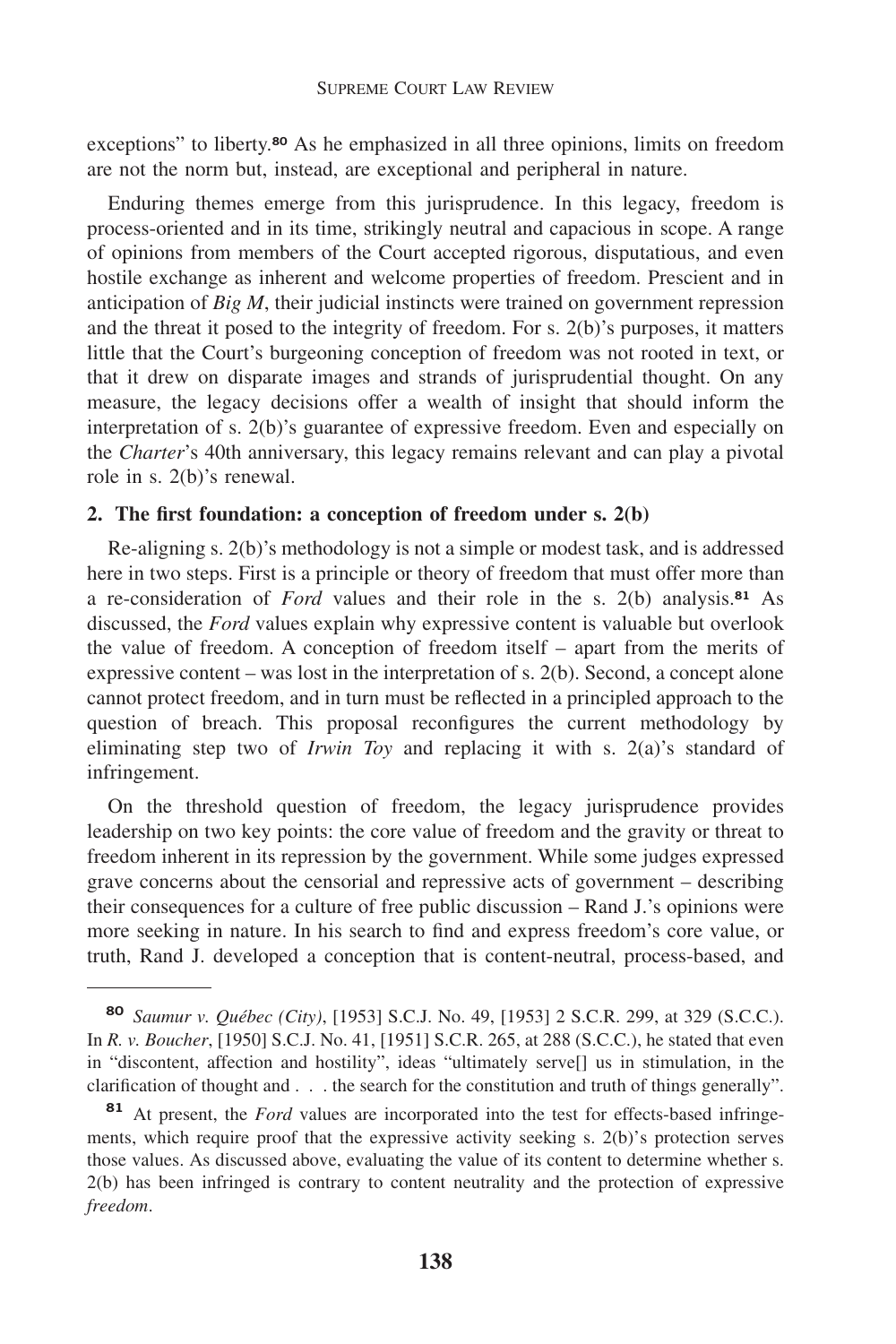exceptions" to liberty.[80] As he emphasized in all three opinions, limits on freedom are not the norm but, instead, are exceptional and peripheral in nature.

Enduring themes emerge from this jurisprudence. In this legacy, freedom is process-oriented and in its time, strikingly neutral and capacious in scope. A range of opinions from members of the Court accepted rigorous, disputatious, and even hostile exchange as inherent and welcome properties of freedom. Prescient and in anticipation of *Big M*, their judicial instincts were trained on government repression and the threat it posed to the integrity of freedom. For s. 2(b)'s purposes, it matters little that the Court's burgeoning conception of freedom was not rooted in text, or that it drew on disparate images and strands of jurisprudential thought. On any measure, the legacy decisions offer a wealth of insight that should inform the interpretation of s. 2(b)'s guarantee of expressive freedom. Even and especially on the *Charter*'s 40th anniversary, this legacy remains relevant and can play a pivotal role in s. 2(b)'s renewal.

### 2. The first foundation: a conception of freedom under s. 2(b)

Re-aligning s. 2(b)'s methodology is not a simple or modest task, and is addressed here in two steps. First is a principle or theory of freedom that must offer more than a re-consideration of *Ford* values and their role in the s. 2(b) analysis.[81] As discussed, the *Ford* values explain why expressive content is valuable but overlook the value of freedom. A conception of freedom itself – apart from the merits of expressive content – was lost in the interpretation of s. 2(b). Second, a concept alone cannot protect freedom, and in turn must be reflected in a principled approach to the question of breach. This proposal reconfigures the current methodology by eliminating step two of *Irwin Toy* and replacing it with s. 2(a)'s standard of infringement.

On the threshold question of freedom, the legacy jurisprudence provides leadership on two key points: the core value of freedom and the gravity or threat to freedom inherent in its repression by the government. While some judges expressed grave concerns about the censorial and repressive acts of government – describing their consequences for a culture of free public discussion – Rand J.'s opinions were more seeking in nature. In his search to find and express freedom's core value, or truth, Rand J. developed a conception that is content-neutral, process-based, and

---

[80] *Saumur v. Québec (City)*, [1953] S.C.J. No. 49, [1953] 2 S.C.R. 299, at 329 (S.C.C.). In *R. v. Boucher*, [1950] S.C.J. No. 41, [1951] S.C.R. 265, at 288 (S.C.C.), he stated that even in "discontent, affection and hostility", ideas "ultimately serve[] us in stimulation, in the clarification of thought and . . . the search for the constitution and truth of things generally".

[81] At present, the *Ford* values are incorporated into the test for effects-based infringements, which require proof that the expressive activity seeking s. 2(b)'s protection serves those values. As discussed above, evaluating the value of its content to determine whether s. 2(b) has been infringed is contrary to content neutrality and the protection of expressive *freedom*.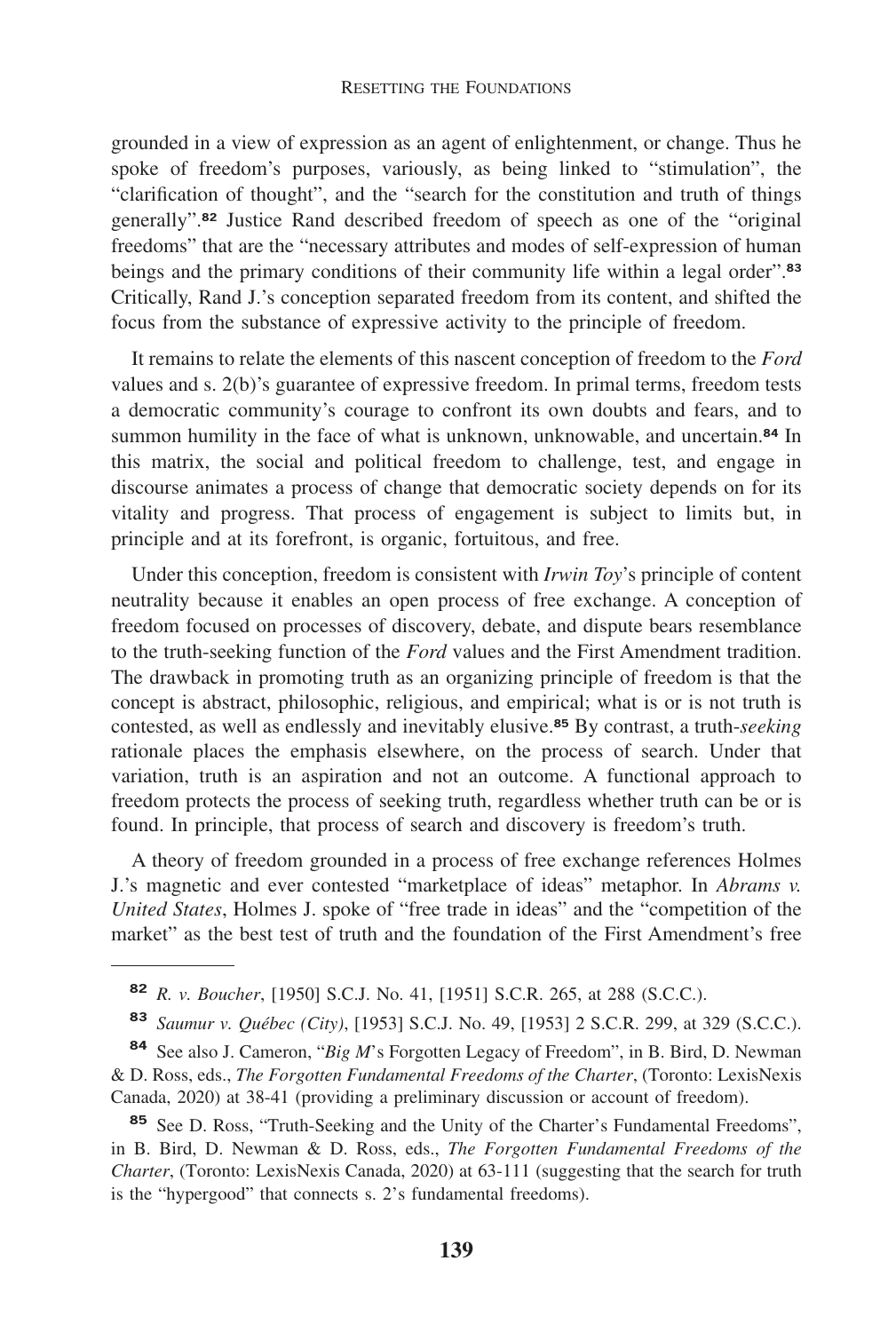grounded in a view of expression as an agent of enlightenment, or change. Thus he spoke of freedom's purposes, variously, as being linked to "stimulation", the "clarification of thought", and the "search for the constitution and truth of things generally".[82] Justice Rand described freedom of speech as one of the "original freedoms" that are the "necessary attributes and modes of self-expression of human beings and the primary conditions of their community life within a legal order".[83] Critically, Rand J.'s conception separated freedom from its content, and shifted the focus from the substance of expressive activity to the principle of freedom.

It remains to relate the elements of this nascent conception of freedom to the *Ford* values and s. 2(b)'s guarantee of expressive freedom. In primal terms, freedom tests a democratic community's courage to confront its own doubts and fears, and to summon humility in the face of what is unknown, unknowable, and uncertain.[84] In this matrix, the social and political freedom to challenge, test, and engage in discourse animates a process of change that democratic society depends on for its vitality and progress. That process of engagement is subject to limits but, in principle and at its forefront, is organic, fortuitous, and free.

Under this conception, freedom is consistent with *Irwin Toy*'s principle of content neutrality because it enables an open process of free exchange. A conception of freedom focused on processes of discovery, debate, and dispute bears resemblance to the truth-seeking function of the *Ford* values and the First Amendment tradition. The drawback in promoting truth as an organizing principle of freedom is that the concept is abstract, philosophic, religious, and empirical; what is or is not truth is contested, as well as endlessly and inevitably elusive.[85] By contrast, a truth-*seeking* rationale places the emphasis elsewhere, on the process of search. Under that variation, truth is an aspiration and not an outcome. A functional approach to freedom protects the process of seeking truth, regardless whether truth can be or is found. In principle, that process of search and discovery is freedom's truth.

A theory of freedom grounded in a process of free exchange references Holmes J.'s magnetic and ever contested "marketplace of ideas" metaphor. In *Abrams v. United States*, Holmes J. spoke of "free trade in ideas" and the "competition of the market" as the best test of truth and the foundation of the First Amendment's free

---

[82] *R. v. Boucher*, [1950] S.C.J. No. 41, [1951] S.C.R. 265, at 288 (S.C.C.).

[83] *Saumur v. Québec (City)*, [1953] S.C.J. No. 49, [1953] 2 S.C.R. 299, at 329 (S.C.C.).

[84] See also J. Cameron, "*Big M*'s Forgotten Legacy of Freedom", in B. Bird, D. Newman & D. Ross, eds., *The Forgotten Fundamental Freedoms of the Charter*, (Toronto: LexisNexis Canada, 2020) at 38-41 (providing a preliminary discussion or account of freedom).

[85] See D. Ross, "Truth-Seeking and the Unity of the Charter's Fundamental Freedoms", in B. Bird, D. Newman & D. Ross, eds., *The Forgotten Fundamental Freedoms of the Charter*, (Toronto: LexisNexis Canada, 2020) at 63-111 (suggesting that the search for truth is the "hypergood" that connects s. 2's fundamental freedoms).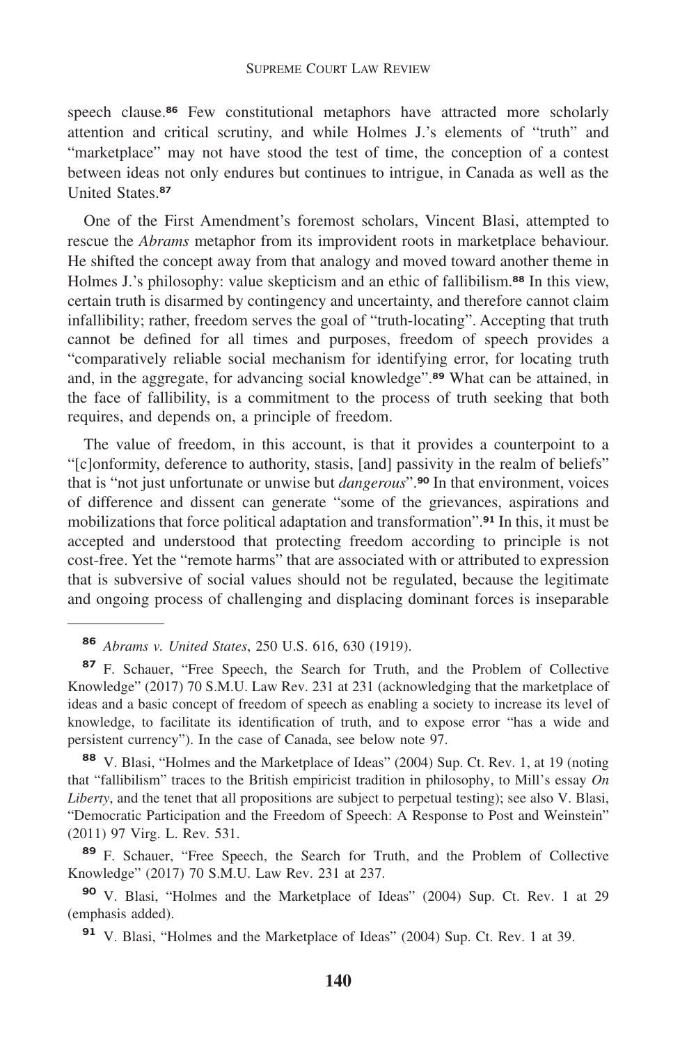speech clause.[86] Few constitutional metaphors have attracted more scholarly attention and critical scrutiny, and while Holmes J.'s elements of "truth" and "marketplace" may not have stood the test of time, the conception of a contest between ideas not only endures but continues to intrigue, in Canada as well as the United States.[87]

One of the First Amendment's foremost scholars, Vincent Blasi, attempted to rescue the *Abrams* metaphor from its improvident roots in marketplace behaviour. He shifted the concept away from that analogy and moved toward another theme in Holmes J.'s philosophy: value skepticism and an ethic of fallibilism.[88] In this view, certain truth is disarmed by contingency and uncertainty, and therefore cannot claim infallibility; rather, freedom serves the goal of "truth-locating". Accepting that truth cannot be defined for all times and purposes, freedom of speech provides a "comparatively reliable social mechanism for identifying error, for locating truth and, in the aggregate, for advancing social knowledge".[89] What can be attained, in the face of fallibility, is a commitment to the process of truth seeking that both requires, and depends on, a principle of freedom.

The value of freedom, in this account, is that it provides a counterpoint to a "[c]onformity, deference to authority, stasis, [and] passivity in the realm of beliefs" that is "not just unfortunate or unwise but *dangerous*".[90] In that environment, voices of difference and dissent can generate "some of the grievances, aspirations and mobilizations that force political adaptation and transformation".[91] In this, it must be accepted and understood that protecting freedom according to principle is not cost-free. Yet the "remote harms" that are associated with or attributed to expression that is subversive of social values should not be regulated, because the legitimate and ongoing process of challenging and displacing dominant forces is inseparable

---

[86] *Abrams v. United States*, 250 U.S. 616, 630 (1919).

[87] F. Schauer, "Free Speech, the Search for Truth, and the Problem of Collective Knowledge" (2017) 70 S.M.U. Law Rev. 231 at 231 (acknowledging that the marketplace of ideas and a basic concept of freedom of speech as enabling a society to increase its level of knowledge, to facilitate its identification of truth, and to expose error "has a wide and persistent currency"). In the case of Canada, see below note 97.

[88] V. Blasi, "Holmes and the Marketplace of Ideas" (2004) Sup. Ct. Rev. 1, at 19 (noting that "fallibilism" traces to the British empiricist tradition in philosophy, to Mill's essay *On Liberty*, and the tenet that all propositions are subject to perpetual testing); see also V. Blasi, "Democratic Participation and the Freedom of Speech: A Response to Post and Weinstein" (2011) 97 Virg. L. Rev. 531.

[89] F. Schauer, "Free Speech, the Search for Truth, and the Problem of Collective Knowledge" (2017) 70 S.M.U. Law Rev. 231 at 237.

[90] V. Blasi, "Holmes and the Marketplace of Ideas" (2004) Sup. Ct. Rev. 1 at 29 (emphasis added).

[91] V. Blasi, "Holmes and the Marketplace of Ideas" (2004) Sup. Ct. Rev. 1 at 39.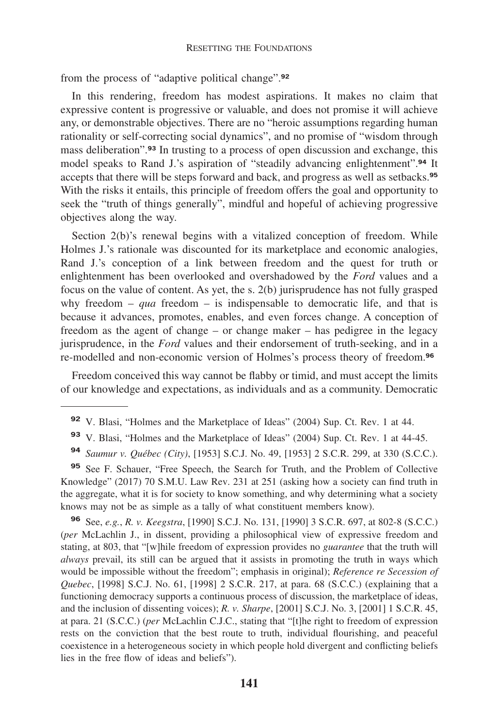from the process of "adaptive political change".[92]

In this rendering, freedom has modest aspirations. It makes no claim that expressive content is progressive or valuable, and does not promise it will achieve any, or demonstrable objectives. There are no "heroic assumptions regarding human rationality or self-correcting social dynamics", and no promise of "wisdom through mass deliberation".[93] In trusting to a process of open discussion and exchange, this model speaks to Rand J.'s aspiration of "steadily advancing enlightenment".[94] It accepts that there will be steps forward and back, and progress as well as setbacks.[95] With the risks it entails, this principle of freedom offers the goal and opportunity to seek the "truth of things generally", mindful and hopeful of achieving progressive objectives along the way.

Section 2(b)'s renewal begins with a vitalized conception of freedom. While Holmes J.'s rationale was discounted for its marketplace and economic analogies, Rand J.'s conception of a link between freedom and the quest for truth or enlightenment has been overlooked and overshadowed by the *Ford* values and a focus on the value of content. As yet, the s. 2(b) jurisprudence has not fully grasped why freedom – *qua* freedom – is indispensable to democratic life, and that is because it advances, promotes, enables, and even forces change. A conception of freedom as the agent of change – or change maker – has pedigree in the legacy jurisprudence, in the *Ford* values and their endorsement of truth-seeking, and in a re-modelled and non-economic version of Holmes's process theory of freedom.[96]

Freedom conceived this way cannot be flabby or timid, and must accept the limits of our knowledge and expectations, as individuals and as a community. Democratic

---

[92] V. Blasi, "Holmes and the Marketplace of Ideas" (2004) Sup. Ct. Rev. 1 at 44.

[93] V. Blasi, "Holmes and the Marketplace of Ideas" (2004) Sup. Ct. Rev. 1 at 44-45.

[94] *Saumur v. Québec (City)*, [1953] S.C.J. No. 49, [1953] 2 S.C.R. 299, at 330 (S.C.C.).

[95] See F. Schauer, "Free Speech, the Search for Truth, and the Problem of Collective Knowledge" (2017) 70 S.M.U. Law Rev. 231 at 251 (asking how a society can find truth in the aggregate, what it is for society to know something, and why determining what a society knows may not be as simple as a tally of what constituent members know).

[96] See, *e.g.*, *R. v. Keegstra*, [1990] S.C.J. No. 131, [1990] 3 S.C.R. 697, at 802-8 (S.C.C.) (*per* McLachlin J., in dissent, providing a philosophical view of expressive freedom and stating, at 803, that "[w]hile freedom of expression provides no *guarantee* that the truth will *always* prevail, its still can be argued that it assists in promoting the truth in ways which would be impossible without the freedom"; emphasis in original); *Reference re Secession of Quebec*, [1998] S.C.J. No. 61, [1998] 2 S.C.R. 217, at para. 68 (S.C.C.) (explaining that a functioning democracy supports a continuous process of discussion, the marketplace of ideas, and the inclusion of dissenting voices); *R. v. Sharpe*, [2001] S.C.J. No. 3, [2001] 1 S.C.R. 45, at para. 21 (S.C.C.) (*per* McLachlin C.J.C., stating that "[t]he right to freedom of expression rests on the conviction that the best route to truth, individual flourishing, and peaceful coexistence in a heterogeneous society in which people hold divergent and conflicting beliefs lies in the free flow of ideas and beliefs").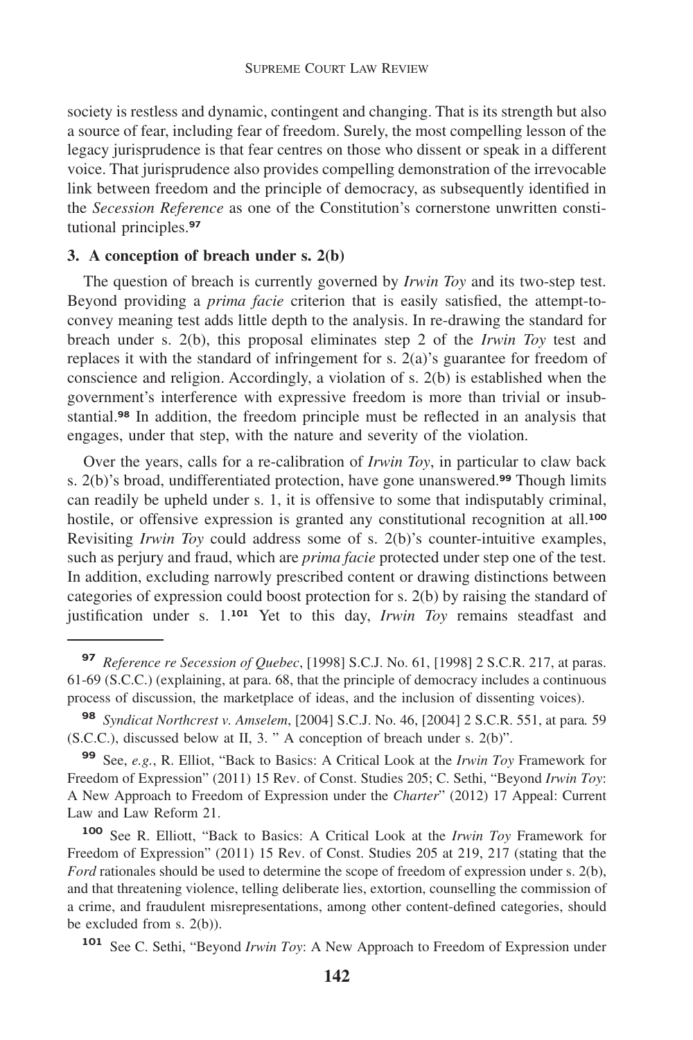society is restless and dynamic, contingent and changing. That is its strength but also a source of fear, including fear of freedom. Surely, the most compelling lesson of the legacy jurisprudence is that fear centres on those who dissent or speak in a different voice. That jurisprudence also provides compelling demonstration of the irrevocable link between freedom and the principle of democracy, as subsequently identified in the *Secession Reference* as one of the Constitution's cornerstone unwritten constitutional principles.[97]

### 3. A conception of breach under s. 2(b)

The question of breach is currently governed by *Irwin Toy* and its two-step test. Beyond providing a *prima facie* criterion that is easily satisfied, the attempt-to-convey meaning test adds little depth to the analysis. In re-drawing the standard for breach under s. 2(b), this proposal eliminates step 2 of the *Irwin Toy* test and replaces it with the standard of infringement for s. 2(a)'s guarantee for freedom of conscience and religion. Accordingly, a violation of s. 2(b) is established when the government's interference with expressive freedom is more than trivial or insubstantial.[98] In addition, the freedom principle must be reflected in an analysis that engages, under that step, with the nature and severity of the violation.

Over the years, calls for a re-calibration of *Irwin Toy*, in particular to claw back s. 2(b)'s broad, undifferentiated protection, have gone unanswered.[99] Though limits can readily be upheld under s. 1, it is offensive to some that indisputably criminal, hostile, or offensive expression is granted any constitutional recognition at all.[100] Revisiting *Irwin Toy* could address some of s. 2(b)'s counter-intuitive examples, such as perjury and fraud, which are *prima facie* protected under step one of the test. In addition, excluding narrowly prescribed content or drawing distinctions between categories of expression could boost protection for s. 2(b) by raising the standard of justification under s. 1.[101] Yet to this day, *Irwin Toy* remains steadfast and

---

[97] *Reference re Secession of Quebec*, [1998] S.C.J. No. 61, [1998] 2 S.C.R. 217, at paras. 61-69 (S.C.C.) (explaining, at para. 68, that the principle of democracy includes a continuous process of discussion, the marketplace of ideas, and the inclusion of dissenting voices).

[98] *Syndicat Northcrest v. Amselem*, [2004] S.C.J. No. 46, [2004] 2 S.C.R. 551, at para. 59 (S.C.C.), discussed below at II, 3. " A conception of breach under s. 2(b)".

[99] See, *e.g.*, R. Elliot, "Back to Basics: A Critical Look at the *Irwin Toy* Framework for Freedom of Expression" (2011) 15 Rev. of Const. Studies 205; C. Sethi, "Beyond *Irwin Toy*: A New Approach to Freedom of Expression under the *Charter*" (2012) 17 Appeal: Current Law and Law Reform 21.

[100] See R. Elliott, "Back to Basics: A Critical Look at the *Irwin Toy* Framework for Freedom of Expression" (2011) 15 Rev. of Const. Studies 205 at 219, 217 (stating that the *Ford* rationales should be used to determine the scope of freedom of expression under s. 2(b), and that threatening violence, telling deliberate lies, extortion, counselling the commission of a crime, and fraudulent misrepresentations, among other content-defined categories, should be excluded from s. 2(b)).

[101] See C. Sethi, "Beyond *Irwin Toy*: A New Approach to Freedom of Expression under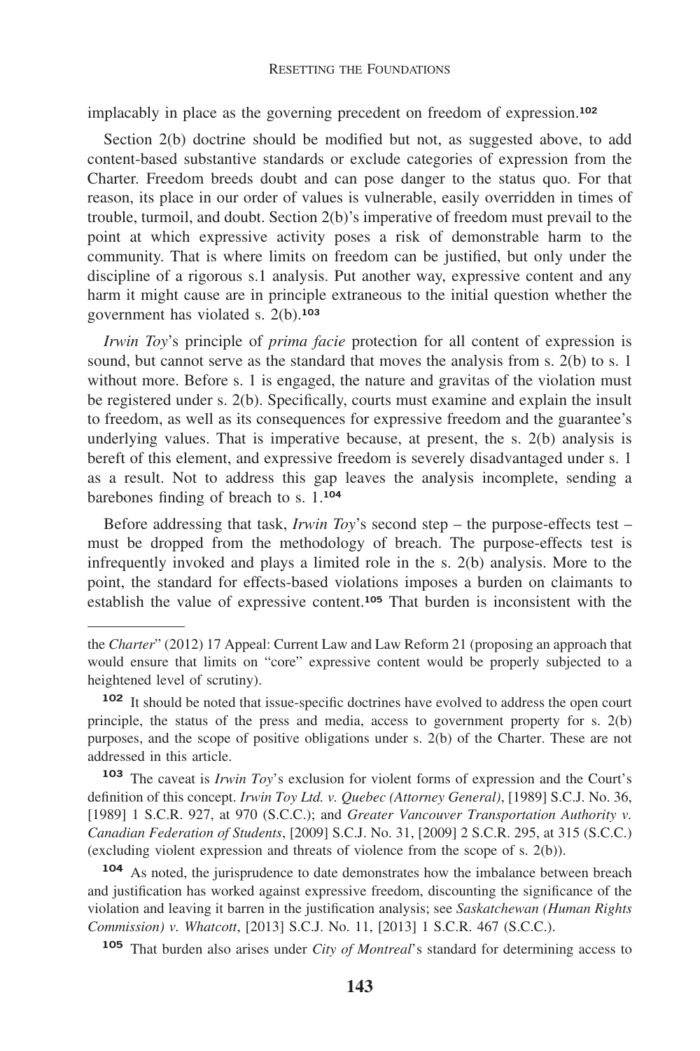implacably in place as the governing precedent on freedom of expression.[102]

Section 2(b) doctrine should be modified but not, as suggested above, to add content-based substantive standards or exclude categories of expression from the Charter. Freedom breeds doubt and can pose danger to the status quo. For that reason, its place in our order of values is vulnerable, easily overridden in times of trouble, turmoil, and doubt. Section 2(b)'s imperative of freedom must prevail to the point at which expressive activity poses a risk of demonstrable harm to the community. That is where limits on freedom can be justified, but only under the discipline of a rigorous s.1 analysis. Put another way, expressive content and any harm it might cause are in principle extraneous to the initial question whether the government has violated s. 2(b).[103]

*Irwin Toy*'s principle of *prima facie* protection for all content of expression is sound, but cannot serve as the standard that moves the analysis from s. 2(b) to s. 1 without more. Before s. 1 is engaged, the nature and gravitas of the violation must be registered under s. 2(b). Specifically, courts must examine and explain the insult to freedom, as well as its consequences for expressive freedom and the guarantee's underlying values. That is imperative because, at present, the s. 2(b) analysis is bereft of this element, and expressive freedom is severely disadvantaged under s. 1 as a result. Not to address this gap leaves the analysis incomplete, sending a barebones finding of breach to s. 1.[104]

Before addressing that task, *Irwin Toy*'s second step – the purpose-effects test – must be dropped from the methodology of breach. The purpose-effects test is infrequently invoked and plays a limited role in the s. 2(b) analysis. More to the point, the standard for effects-based violations imposes a burden on claimants to establish the value of expressive content.[105] That burden is inconsistent with the

---

the *Charter*" (2012) 17 Appeal: Current Law and Law Reform 21 (proposing an approach that would ensure that limits on "core" expressive content would be properly subjected to a heightened level of scrutiny).

[102] It should be noted that issue-specific doctrines have evolved to address the open court principle, the status of the press and media, access to government property for s. 2(b) purposes, and the scope of positive obligations under s. 2(b) of the Charter. These are not addressed in this article.

[103] The caveat is *Irwin Toy*'s exclusion for violent forms of expression and the Court's definition of this concept. *Irwin Toy Ltd. v. Quebec (Attorney General)*, [1989] S.C.J. No. 36, [1989] 1 S.C.R. 927, at 970 (S.C.C.); and *Greater Vancouver Transportation Authority v. Canadian Federation of Students*, [2009] S.C.J. No. 31, [2009] 2 S.C.R. 295, at 315 (S.C.C.) (excluding violent expression and threats of violence from the scope of s. 2(b)).

[104] As noted, the jurisprudence to date demonstrates how the imbalance between breach and justification has worked against expressive freedom, discounting the significance of the violation and leaving it barren in the justification analysis; see *Saskatchewan (Human Rights Commission) v. Whatcott*, [2013] S.C.J. No. 11, [2013] 1 S.C.R. 467 (S.C.C.).

[105] That burden also arises under *City of Montreal*'s standard for determining access to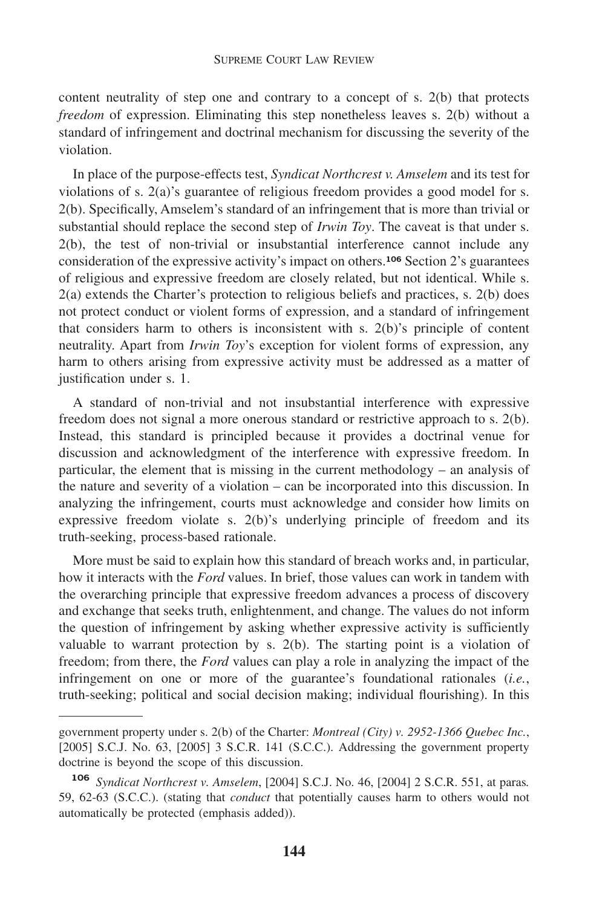content neutrality of step one and contrary to a concept of s. 2(b) that protects *freedom* of expression. Eliminating this step nonetheless leaves s. 2(b) without a standard of infringement and doctrinal mechanism for discussing the severity of the violation.

In place of the purpose-effects test, *Syndicat Northcrest v. Amselem* and its test for violations of s. 2(a)'s guarantee of religious freedom provides a good model for s. 2(b). Specifically, Amselem's standard of an infringement that is more than trivial or substantial should replace the second step of *Irwin Toy*. The caveat is that under s. 2(b), the test of non-trivial or insubstantial interference cannot include any consideration of the expressive activity's impact on others.[106] Section 2's guarantees of religious and expressive freedom are closely related, but not identical. While s. 2(a) extends the Charter's protection to religious beliefs and practices, s. 2(b) does not protect conduct or violent forms of expression, and a standard of infringement that considers harm to others is inconsistent with s. 2(b)'s principle of content neutrality. Apart from *Irwin Toy*'s exception for violent forms of expression, any harm to others arising from expressive activity must be addressed as a matter of justification under s. 1.

A standard of non-trivial and not insubstantial interference with expressive freedom does not signal a more onerous standard or restrictive approach to s. 2(b). Instead, this standard is principled because it provides a doctrinal venue for discussion and acknowledgment of the interference with expressive freedom. In particular, the element that is missing in the current methodology – an analysis of the nature and severity of a violation – can be incorporated into this discussion. In analyzing the infringement, courts must acknowledge and consider how limits on expressive freedom violate s. 2(b)'s underlying principle of freedom and its truth-seeking, process-based rationale.

More must be said to explain how this standard of breach works and, in particular, how it interacts with the *Ford* values. In brief, those values can work in tandem with the overarching principle that expressive freedom advances a process of discovery and exchange that seeks truth, enlightenment, and change. The values do not inform the question of infringement by asking whether expressive activity is sufficiently valuable to warrant protection by s. 2(b). The starting point is a violation of freedom; from there, the *Ford* values can play a role in analyzing the impact of the infringement on one or more of the guarantee's foundational rationales (*i.e.*, truth-seeking; political and social decision making; individual flourishing). In this

---

government property under s. 2(b) of the Charter: *Montreal (City) v. 2952-1366 Quebec Inc.*, [2005] S.C.J. No. 63, [2005] 3 S.C.R. 141 (S.C.C.). Addressing the government property doctrine is beyond the scope of this discussion.

[106] *Syndicat Northcrest v. Amselem*, [2004] S.C.J. No. 46, [2004] 2 S.C.R. 551, at paras. 59, 62-63 (S.C.C.). (stating that *conduct* that potentially causes harm to others would not automatically be protected (emphasis added)).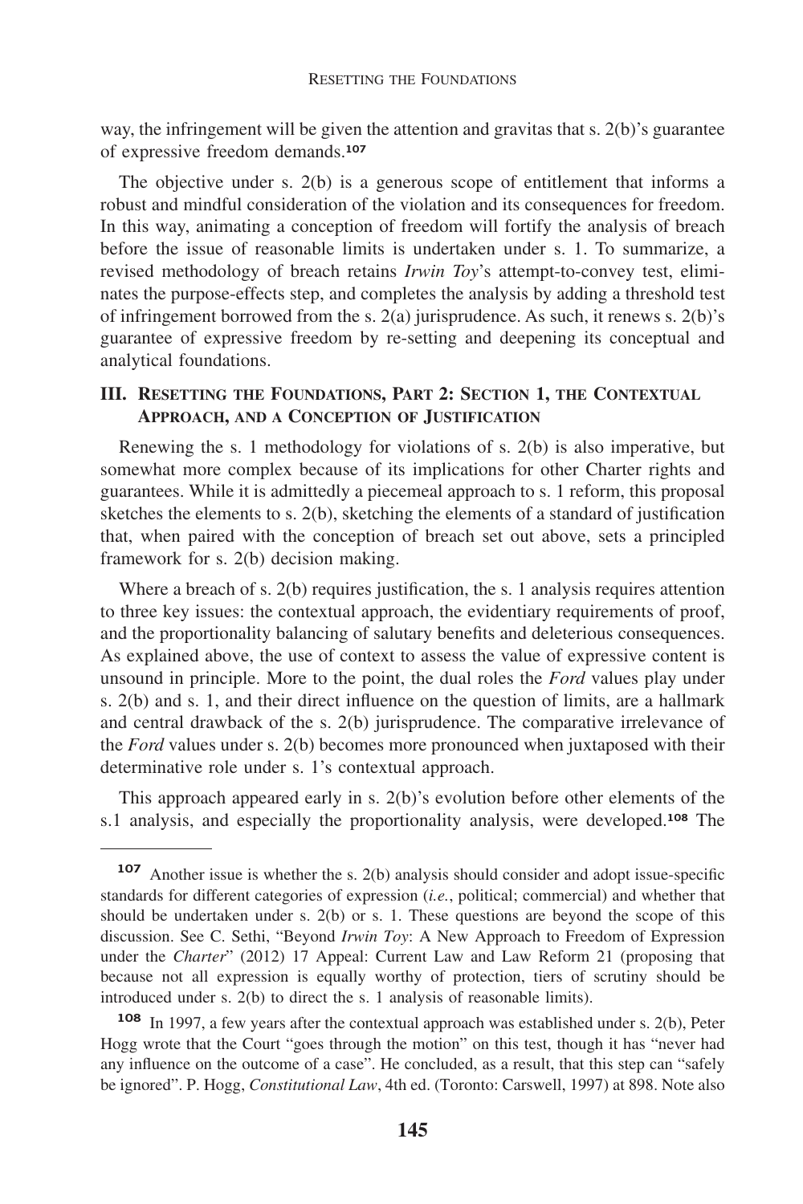way, the infringement will be given the attention and gravitas that s. 2(b)'s guarantee of expressive freedom demands.[107]

The objective under s. 2(b) is a generous scope of entitlement that informs a robust and mindful consideration of the violation and its consequences for freedom. In this way, animating a conception of freedom will fortify the analysis of breach before the issue of reasonable limits is undertaken under s. 1. To summarize, a revised methodology of breach retains *Irwin Toy*'s attempt-to-convey test, eliminates the purpose-effects step, and completes the analysis by adding a threshold test of infringement borrowed from the s. 2(a) jurisprudence. As such, it renews s. 2(b)'s guarantee of expressive freedom by re-setting and deepening its conceptual and analytical foundations.

## III. Resetting the Foundations, Part 2: Section 1, the Contextual Approach, and a Conception of Justification

Renewing the s. 1 methodology for violations of s. 2(b) is also imperative, but somewhat more complex because of its implications for other Charter rights and guarantees. While it is admittedly a piecemeal approach to s. 1 reform, this proposal sketches the elements to s. 2(b), sketching the elements of a standard of justification that, when paired with the conception of breach set out above, sets a principled framework for s. 2(b) decision making.

Where a breach of s. 2(b) requires justification, the s. 1 analysis requires attention to three key issues: the contextual approach, the evidentiary requirements of proof, and the proportionality balancing of salutary benefits and deleterious consequences. As explained above, the use of context to assess the value of expressive content is unsound in principle. More to the point, the dual roles the *Ford* values play under s. 2(b) and s. 1, and their direct influence on the question of limits, are a hallmark and central drawback of the s. 2(b) jurisprudence. The comparative irrelevance of the *Ford* values under s. 2(b) becomes more pronounced when juxtaposed with their determinative role under s. 1's contextual approach.

This approach appeared early in s. 2(b)'s evolution before other elements of the s.1 analysis, and especially the proportionality analysis, were developed.[108] The

---

[107] Another issue is whether the s. 2(b) analysis should consider and adopt issue-specific standards for different categories of expression (*i.e.*, political; commercial) and whether that should be undertaken under s. 2(b) or s. 1. These questions are beyond the scope of this discussion. See C. Sethi, "Beyond *Irwin Toy*: A New Approach to Freedom of Expression under the *Charter*" (2012) 17 Appeal: Current Law and Law Reform 21 (proposing that because not all expression is equally worthy of protection, tiers of scrutiny should be introduced under s. 2(b) to direct the s. 1 analysis of reasonable limits).

[108] In 1997, a few years after the contextual approach was established under s. 2(b), Peter Hogg wrote that the Court "goes through the motion" on this test, though it has "never had any influence on the outcome of a case". He concluded, as a result, that this step can "safely be ignored". P. Hogg, *Constitutional Law*, 4th ed. (Toronto: Carswell, 1997) at 898. Note also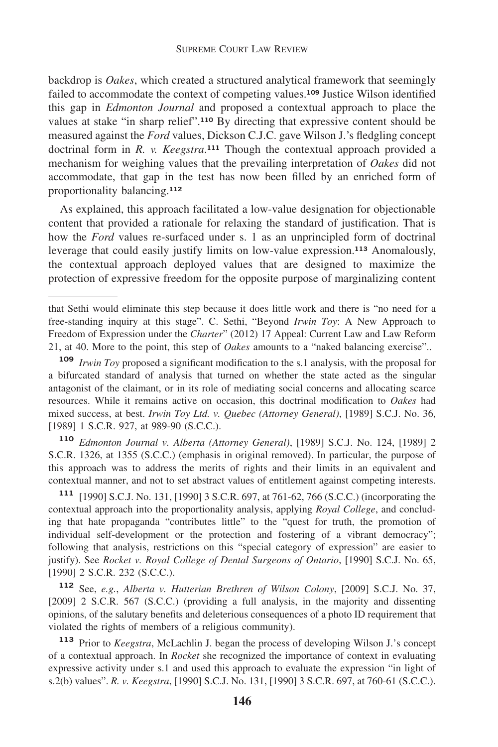backdrop is *Oakes*, which created a structured analytical framework that seemingly failed to accommodate the context of competing values.[109] Justice Wilson identified this gap in *Edmonton Journal* and proposed a contextual approach to place the values at stake "in sharp relief".[110] By directing that expressive content should be measured against the *Ford* values, Dickson C.J.C. gave Wilson J.'s fledgling concept doctrinal form in *R. v. Keegstra*.[111] Though the contextual approach provided a mechanism for weighing values that the prevailing interpretation of *Oakes* did not accommodate, that gap in the test has now been filled by an enriched form of proportionality balancing.[112]

As explained, this approach facilitated a low-value designation for objectionable content that provided a rationale for relaxing the standard of justification. That is how the *Ford* values re-surfaced under s. 1 as an unprincipled form of doctrinal leverage that could easily justify limits on low-value expression.[113] Anomalously, the contextual approach deployed values that are designed to maximize the protection of expressive freedom for the opposite purpose of marginalizing content

---

that Sethi would eliminate this step because it does little work and there is "no need for a free-standing inquiry at this stage". C. Sethi, "Beyond *Irwin Toy*: A New Approach to Freedom of Expression under the *Charter*" (2012) 17 Appeal: Current Law and Law Reform 21, at 40. More to the point, this step of *Oakes* amounts to a "naked balancing exercise"..

[109] *Irwin Toy* proposed a significant modification to the s.1 analysis, with the proposal for a bifurcated standard of analysis that turned on whether the state acted as the singular antagonist of the claimant, or in its role of mediating social concerns and allocating scarce resources. While it remains active on occasion, this doctrinal modification to *Oakes* had mixed success, at best. *Irwin Toy Ltd. v. Quebec (Attorney General)*, [1989] S.C.J. No. 36, [1989] 1 S.C.R. 927, at 989-90 (S.C.C.).

[110] *Edmonton Journal v. Alberta (Attorney General)*, [1989] S.C.J. No. 124, [1989] 2 S.C.R. 1326, at 1355 (S.C.C.) (emphasis in original removed). In particular, the purpose of this approach was to address the merits of rights and their limits in an equivalent and contextual manner, and not to set abstract values of entitlement against competing interests.

[111] [1990] S.C.J. No. 131, [1990] 3 S.C.R. 697, at 761-62, 766 (S.C.C.) (incorporating the contextual approach into the proportionality analysis, applying *Royal College*, and concluding that hate propaganda "contributes little" to the "quest for truth, the promotion of individual self-development or the protection and fostering of a vibrant democracy"; following that analysis, restrictions on this "special category of expression" are easier to justify). See *Rocket v. Royal College of Dental Surgeons of Ontario*, [1990] S.C.J. No. 65, [1990] 2 S.C.R. 232 (S.C.C.).

[112] See, *e.g.*, *Alberta v. Hutterian Brethren of Wilson Colony*, [2009] S.C.J. No. 37, [2009] 2 S.C.R. 567 (S.C.C.) (providing a full analysis, in the majority and dissenting opinions, of the salutary benefits and deleterious consequences of a photo ID requirement that violated the rights of members of a religious community).

[113] Prior to *Keegstra*, McLachlin J. began the process of developing Wilson J.'s concept of a contextual approach. In *Rocket* she recognized the importance of context in evaluating expressive activity under s.1 and used this approach to evaluate the expression "in light of s.2(b) values". *R. v. Keegstra*, [1990] S.C.J. No. 131, [1990] 3 S.C.R. 697, at 760-61 (S.C.C.).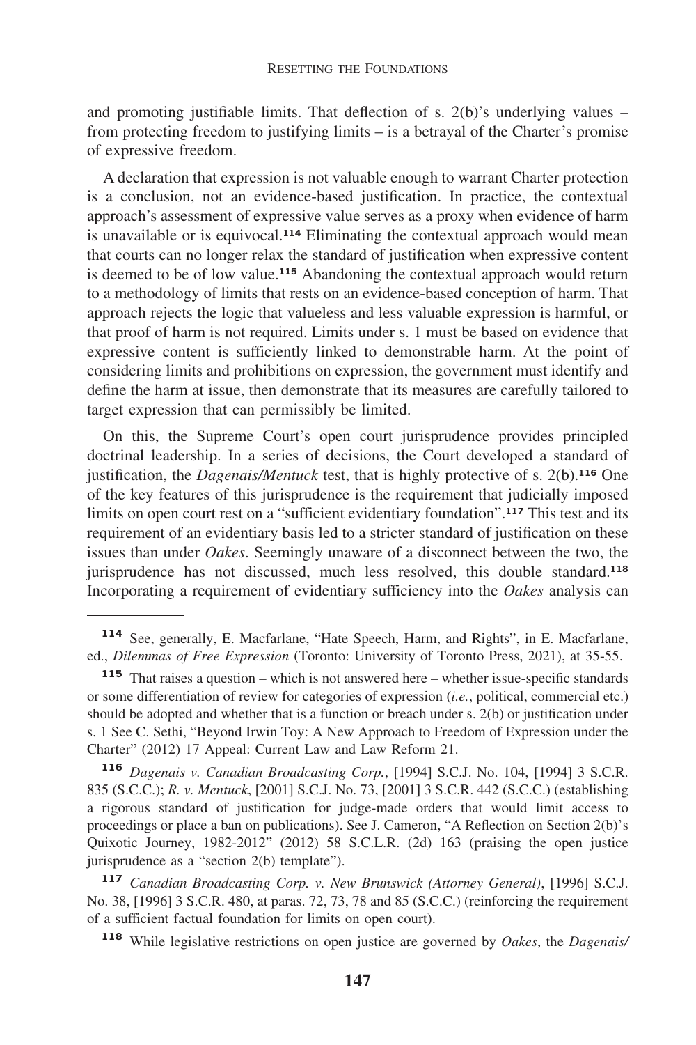and promoting justifiable limits. That deflection of s. 2(b)'s underlying values – from protecting freedom to justifying limits – is a betrayal of the Charter's promise of expressive freedom.

A declaration that expression is not valuable enough to warrant Charter protection is a conclusion, not an evidence-based justification. In practice, the contextual approach's assessment of expressive value serves as a proxy when evidence of harm is unavailable or is equivocal.[114] Eliminating the contextual approach would mean that courts can no longer relax the standard of justification when expressive content is deemed to be of low value.[115] Abandoning the contextual approach would return to a methodology of limits that rests on an evidence-based conception of harm. That approach rejects the logic that valueless and less valuable expression is harmful, or that proof of harm is not required. Limits under s. 1 must be based on evidence that expressive content is sufficiently linked to demonstrable harm. At the point of considering limits and prohibitions on expression, the government must identify and define the harm at issue, then demonstrate that its measures are carefully tailored to target expression that can permissibly be limited.

On this, the Supreme Court's open court jurisprudence provides principled doctrinal leadership. In a series of decisions, the Court developed a standard of justification, the *Dagenais/Mentuck* test, that is highly protective of s. 2(b).[116] One of the key features of this jurisprudence is the requirement that judicially imposed limits on open court rest on a "sufficient evidentiary foundation".[117] This test and its requirement of an evidentiary basis led to a stricter standard of justification on these issues than under *Oakes*. Seemingly unaware of a disconnect between the two, the jurisprudence has not discussed, much less resolved, this double standard.[118] Incorporating a requirement of evidentiary sufficiency into the *Oakes* analysis can

---

[114] See, generally, E. Macfarlane, "Hate Speech, Harm, and Rights", in E. Macfarlane, ed., *Dilemmas of Free Expression* (Toronto: University of Toronto Press, 2021), at 35-55.

[115] That raises a question – which is not answered here – whether issue-specific standards or some differentiation of review for categories of expression (*i.e.*, political, commercial etc.) should be adopted and whether that is a function or breach under s. 2(b) or justification under s. 1 See C. Sethi, "Beyond Irwin Toy: A New Approach to Freedom of Expression under the Charter" (2012) 17 Appeal: Current Law and Law Reform 21.

[116] *Dagenais v. Canadian Broadcasting Corp.*, [1994] S.C.J. No. 104, [1994] 3 S.C.R. 835 (S.C.C.); *R. v. Mentuck*, [2001] S.C.J. No. 73, [2001] 3 S.C.R. 442 (S.C.C.) (establishing a rigorous standard of justification for judge-made orders that would limit access to proceedings or place a ban on publications). See J. Cameron, "A Reflection on Section 2(b)'s Quixotic Journey, 1982-2012" (2012) 58 S.C.L.R. (2d) 163 (praising the open justice jurisprudence as a "section 2(b) template").

[117] *Canadian Broadcasting Corp. v. New Brunswick (Attorney General)*, [1996] S.C.J. No. 38, [1996] 3 S.C.R. 480, at paras. 72, 73, 78 and 85 (S.C.C.) (reinforcing the requirement of a sufficient factual foundation for limits on open court).

[118] While legislative restrictions on open justice are governed by *Oakes*, the *Dagenais/*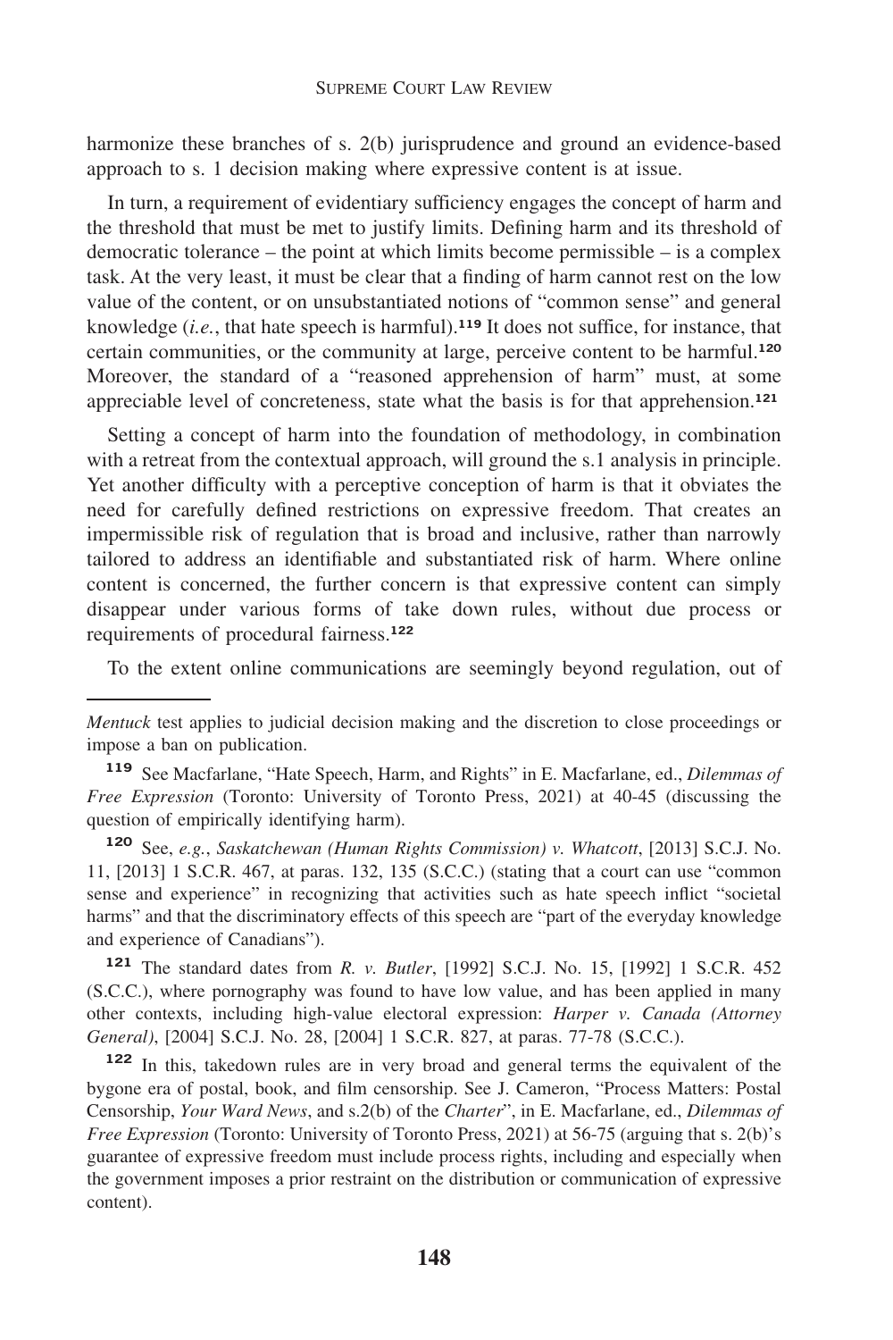harmonize these branches of s. 2(b) jurisprudence and ground an evidence-based approach to s. 1 decision making where expressive content is at issue.

In turn, a requirement of evidentiary sufficiency engages the concept of harm and the threshold that must be met to justify limits. Defining harm and its threshold of democratic tolerance – the point at which limits become permissible – is a complex task. At the very least, it must be clear that a finding of harm cannot rest on the low value of the content, or on unsubstantiated notions of "common sense" and general knowledge (*i.e.*, that hate speech is harmful).[119] It does not suffice, for instance, that certain communities, or the community at large, perceive content to be harmful.[120] Moreover, the standard of a "reasoned apprehension of harm" must, at some appreciable level of concreteness, state what the basis is for that apprehension.[121]

Setting a concept of harm into the foundation of methodology, in combination with a retreat from the contextual approach, will ground the s.1 analysis in principle. Yet another difficulty with a perceptive conception of harm is that it obviates the need for carefully defined restrictions on expressive freedom. That creates an impermissible risk of regulation that is broad and inclusive, rather than narrowly tailored to address an identifiable and substantiated risk of harm. Where online content is concerned, the further concern is that expressive content can simply disappear under various forms of take down rules, without due process or requirements of procedural fairness.[122]

To the extent online communications are seemingly beyond regulation, out of

---

*Mentuck* test applies to judicial decision making and the discretion to close proceedings or impose a ban on publication.

[119] See Macfarlane, "Hate Speech, Harm, and Rights" in E. Macfarlane, ed., *Dilemmas of Free Expression* (Toronto: University of Toronto Press, 2021) at 40-45 (discussing the question of empirically identifying harm).

[120] See, *e.g.*, *Saskatchewan (Human Rights Commission) v. Whatcott*, [2013] S.C.J. No. 11, [2013] 1 S.C.R. 467, at paras. 132, 135 (S.C.C.) (stating that a court can use "common sense and experience" in recognizing that activities such as hate speech inflict "societal harms" and that the discriminatory effects of this speech are "part of the everyday knowledge and experience of Canadians").

[121] The standard dates from *R. v. Butler*, [1992] S.C.J. No. 15, [1992] 1 S.C.R. 452 (S.C.C.), where pornography was found to have low value, and has been applied in many other contexts, including high-value electoral expression: *Harper v. Canada (Attorney General)*, [2004] S.C.J. No. 28, [2004] 1 S.C.R. 827, at paras. 77-78 (S.C.C.).

[122] In this, takedown rules are in very broad and general terms the equivalent of the bygone era of postal, book, and film censorship. See J. Cameron, "Process Matters: Postal Censorship, *Your Ward News*, and s.2(b) of the *Charter*", in E. Macfarlane, ed., *Dilemmas of Free Expression* (Toronto: University of Toronto Press, 2021) at 56-75 (arguing that s. 2(b)'s guarantee of expressive freedom must include process rights, including and especially when the government imposes a prior restraint on the distribution or communication of expressive content).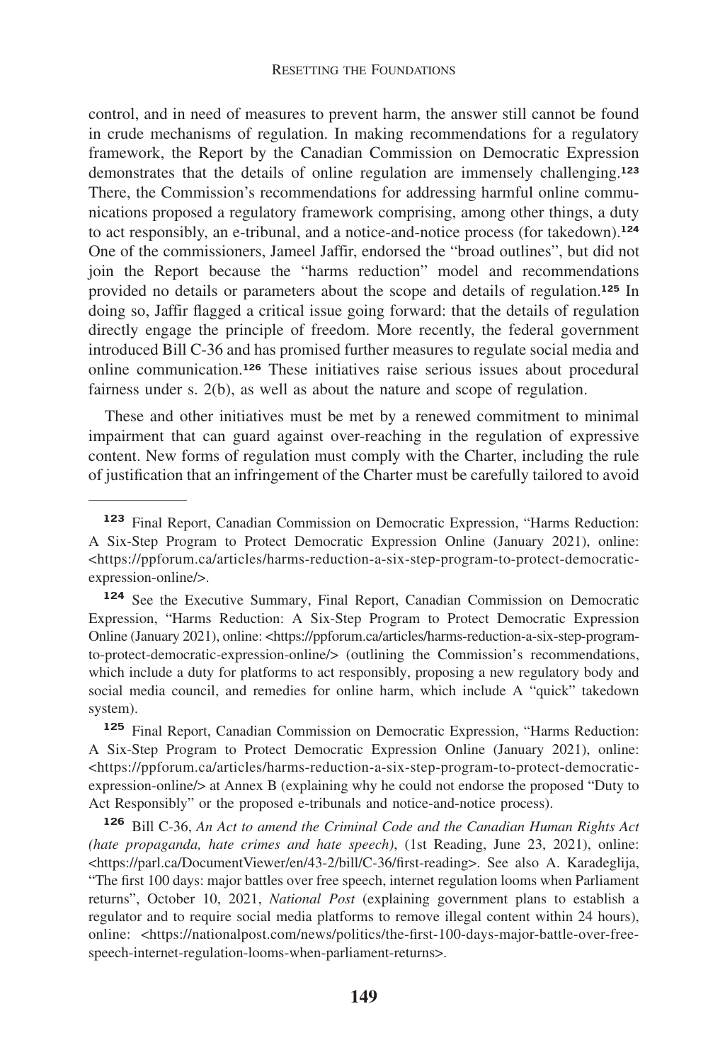control, and in need of measures to prevent harm, the answer still cannot be found in crude mechanisms of regulation. In making recommendations for a regulatory framework, the Report by the Canadian Commission on Democratic Expression demonstrates that the details of online regulation are immensely challenging.[123] There, the Commission's recommendations for addressing harmful online communications proposed a regulatory framework comprising, among other things, a duty to act responsibly, an e-tribunal, and a notice-and-notice process (for takedown).[124] One of the commissioners, Jameel Jaffir, endorsed the "broad outlines", but did not join the Report because the "harms reduction" model and recommendations provided no details or parameters about the scope and details of regulation.[125] In doing so, Jaffir flagged a critical issue going forward: that the details of regulation directly engage the principle of freedom. More recently, the federal government introduced Bill C-36 and has promised further measures to regulate social media and online communication.[126] These initiatives raise serious issues about procedural fairness under s. 2(b), as well as about the nature and scope of regulation.

These and other initiatives must be met by a renewed commitment to minimal impairment that can guard against over-reaching in the regulation of expressive content. New forms of regulation must comply with the Charter, including the rule of justification that an infringement of the Charter must be carefully tailored to avoid

---

[123] Final Report, Canadian Commission on Democratic Expression, "Harms Reduction: A Six-Step Program to Protect Democratic Expression Online (January 2021), online: <https://ppforum.ca/articles/harms-reduction-a-six-step-program-to-protect-democratic-expression-online/>.

[124] See the Executive Summary, Final Report, Canadian Commission on Democratic Expression, "Harms Reduction: A Six-Step Program to Protect Democratic Expression Online (January 2021), online: <https://ppforum.ca/articles/harms-reduction-a-six-step-program-to-protect-democratic-expression-online/> (outlining the Commission's recommendations, which include a duty for platforms to act responsibly, proposing a new regulatory body and social media council, and remedies for online harm, which include A "quick" takedown system).

[125] Final Report, Canadian Commission on Democratic Expression, "Harms Reduction: A Six-Step Program to Protect Democratic Expression Online (January 2021), online: <https://ppforum.ca/articles/harms-reduction-a-six-step-program-to-protect-democratic-expression-online/> at Annex B (explaining why he could not endorse the proposed "Duty to Act Responsibly" or the proposed e-tribunals and notice-and-notice process).

[126] Bill C-36, *An Act to amend the Criminal Code and the Canadian Human Rights Act (hate propaganda, hate crimes and hate speech)*, (1st Reading, June 23, 2021), online: <https://parl.ca/DocumentViewer/en/43-2/bill/C-36/first-reading>. See also A. Karadeglija, "The first 100 days: major battles over free speech, internet regulation looms when Parliament returns", October 10, 2021, *National Post* (explaining government plans to establish a regulator and to require social media platforms to remove illegal content within 24 hours), online: <https://nationalpost.com/news/politics/the-first-100-days-major-battle-over-free-speech-internet-regulation-looms-when-parliament-returns>.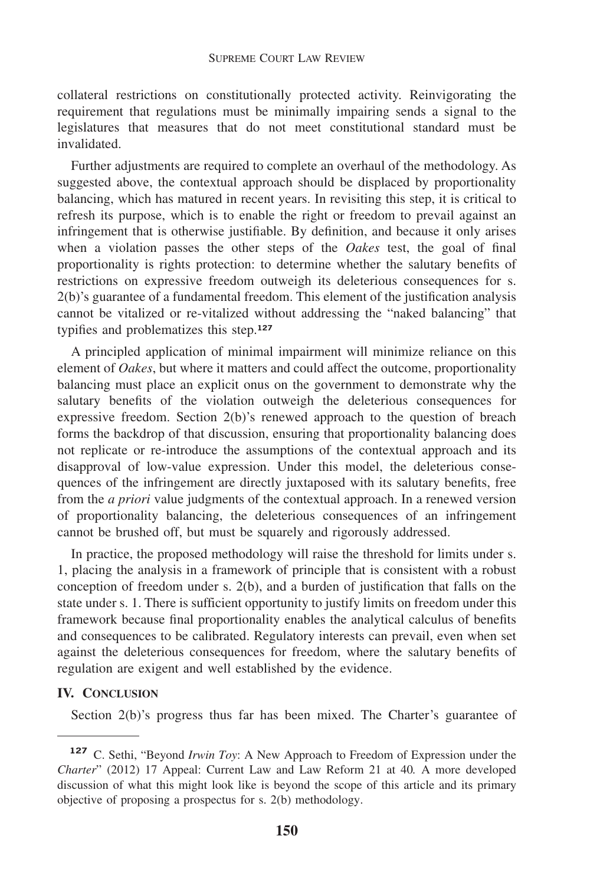collateral restrictions on constitutionally protected activity. Reinvigorating the requirement that regulations must be minimally impairing sends a signal to the legislatures that measures that do not meet constitutional standard must be invalidated.

Further adjustments are required to complete an overhaul of the methodology. As suggested above, the contextual approach should be displaced by proportionality balancing, which has matured in recent years. In revisiting this step, it is critical to refresh its purpose, which is to enable the right or freedom to prevail against an infringement that is otherwise justifiable. By definition, and because it only arises when a violation passes the other steps of the *Oakes* test, the goal of final proportionality is rights protection: to determine whether the salutary benefits of restrictions on expressive freedom outweigh its deleterious consequences for s. 2(b)'s guarantee of a fundamental freedom. This element of the justification analysis cannot be vitalized or re-vitalized without addressing the "naked balancing" that typifies and problematizes this step.[127]

A principled application of minimal impairment will minimize reliance on this element of *Oakes*, but where it matters and could affect the outcome, proportionality balancing must place an explicit onus on the government to demonstrate why the salutary benefits of the violation outweigh the deleterious consequences for expressive freedom. Section 2(b)'s renewed approach to the question of breach forms the backdrop of that discussion, ensuring that proportionality balancing does not replicate or re-introduce the assumptions of the contextual approach and its disapproval of low-value expression. Under this model, the deleterious consequences of the infringement are directly juxtaposed with its salutary benefits, free from the *a priori* value judgments of the contextual approach. In a renewed version of proportionality balancing, the deleterious consequences of an infringement cannot be brushed off, but must be squarely and rigorously addressed.

In practice, the proposed methodology will raise the threshold for limits under s. 1, placing the analysis in a framework of principle that is consistent with a robust conception of freedom under s. 2(b), and a burden of justification that falls on the state under s. 1. There is sufficient opportunity to justify limits on freedom under this framework because final proportionality enables the analytical calculus of benefits and consequences to be calibrated. Regulatory interests can prevail, even when set against the deleterious consequences for freedom, where the salutary benefits of regulation are exigent and well established by the evidence.

## IV. Conclusion

Section 2(b)'s progress thus far has been mixed. The Charter's guarantee of

---

[127] C. Sethi, "Beyond *Irwin Toy*: A New Approach to Freedom of Expression under the *Charter*" (2012) 17 Appeal: Current Law and Law Reform 21 at 40. A more developed discussion of what this might look like is beyond the scope of this article and its primary objective of proposing a prospectus for s. 2(b) methodology.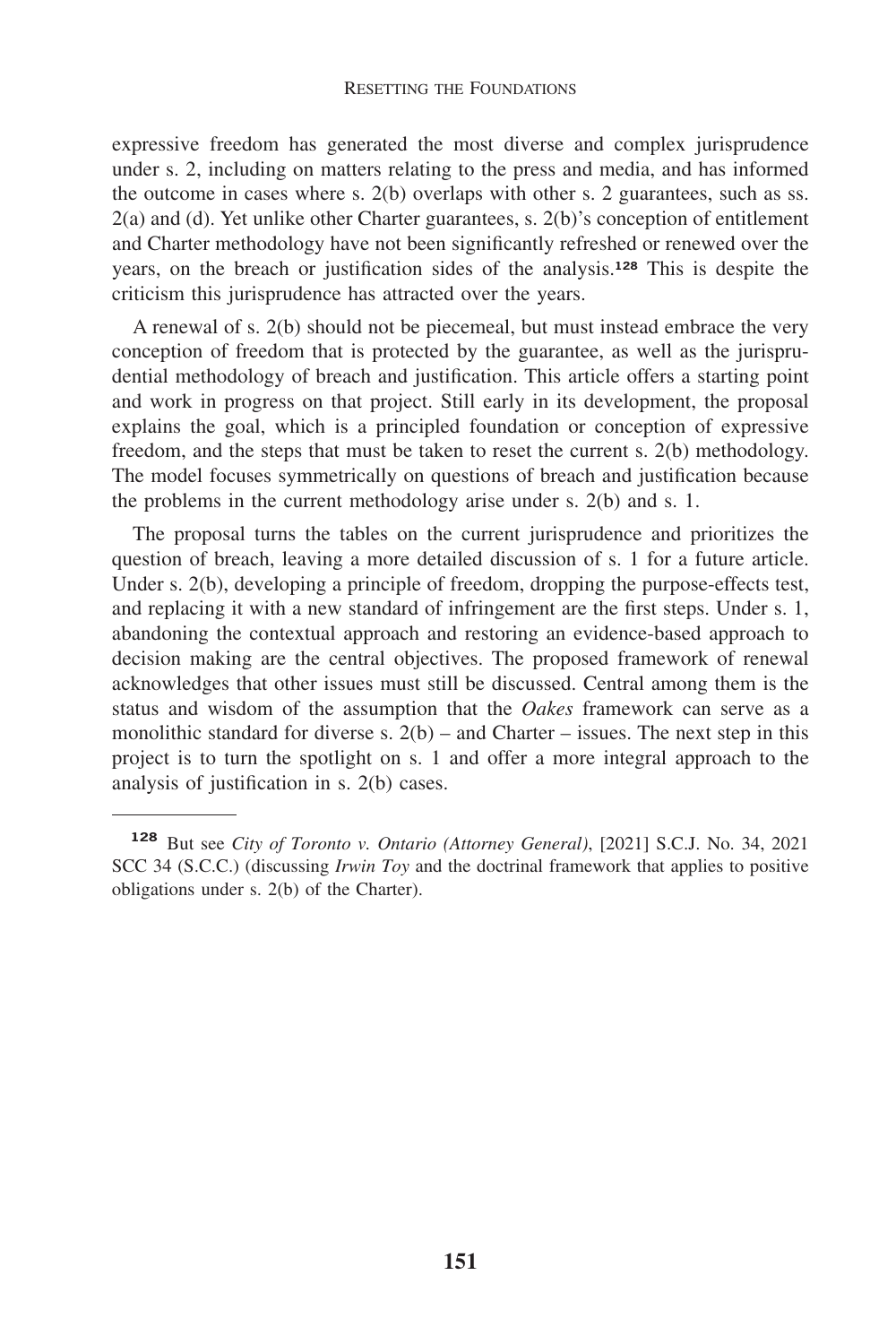expressive freedom has generated the most diverse and complex jurisprudence under s. 2, including on matters relating to the press and media, and has informed the outcome in cases where s. 2(b) overlaps with other s. 2 guarantees, such as ss. 2(a) and (d). Yet unlike other Charter guarantees, s. 2(b)'s conception of entitlement and Charter methodology have not been significantly refreshed or renewed over the years, on the breach or justification sides of the analysis.[128] This is despite the criticism this jurisprudence has attracted over the years.

A renewal of s. 2(b) should not be piecemeal, but must instead embrace the very conception of freedom that is protected by the guarantee, as well as the jurisprudential methodology of breach and justification. This article offers a starting point and work in progress on that project. Still early in its development, the proposal explains the goal, which is a principled foundation or conception of expressive freedom, and the steps that must be taken to reset the current s. 2(b) methodology. The model focuses symmetrically on questions of breach and justification because the problems in the current methodology arise under s. 2(b) and s. 1.

The proposal turns the tables on the current jurisprudence and prioritizes the question of breach, leaving a more detailed discussion of s. 1 for a future article. Under s. 2(b), developing a principle of freedom, dropping the purpose-effects test, and replacing it with a new standard of infringement are the first steps. Under s. 1, abandoning the contextual approach and restoring an evidence-based approach to decision making are the central objectives. The proposed framework of renewal acknowledges that other issues must still be discussed. Central among them is the status and wisdom of the assumption that the *Oakes* framework can serve as a monolithic standard for diverse s. 2(b) – and Charter – issues. The next step in this project is to turn the spotlight on s. 1 and offer a more integral approach to the analysis of justification in s. 2(b) cases.

---

[128] But see *City of Toronto v. Ontario (Attorney General)*, [2021] S.C.J. No. 34, 2021 SCC 34 (S.C.C.) (discussing *Irwin Toy* and the doctrinal framework that applies to positive obligations under s. 2(b) of the Charter).